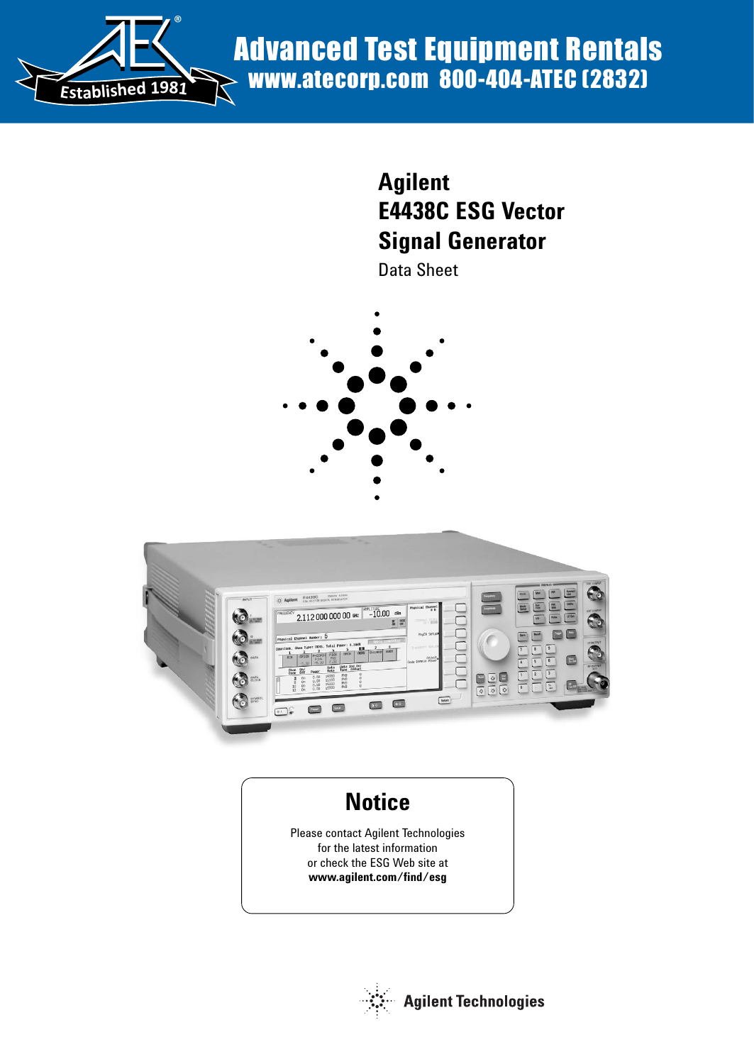Advanced Test Equipment Rentals
www.atecorp.com 800-404-ATEC (2832)

Established 1981

# Agilent E4438C ESG Vector Signal Generator

Data Sheet

## Notice

Please contact Agilent Technologies for the latest information or check the ESG Web site at **www.agilent.com/find/esg**

Agilent Technologies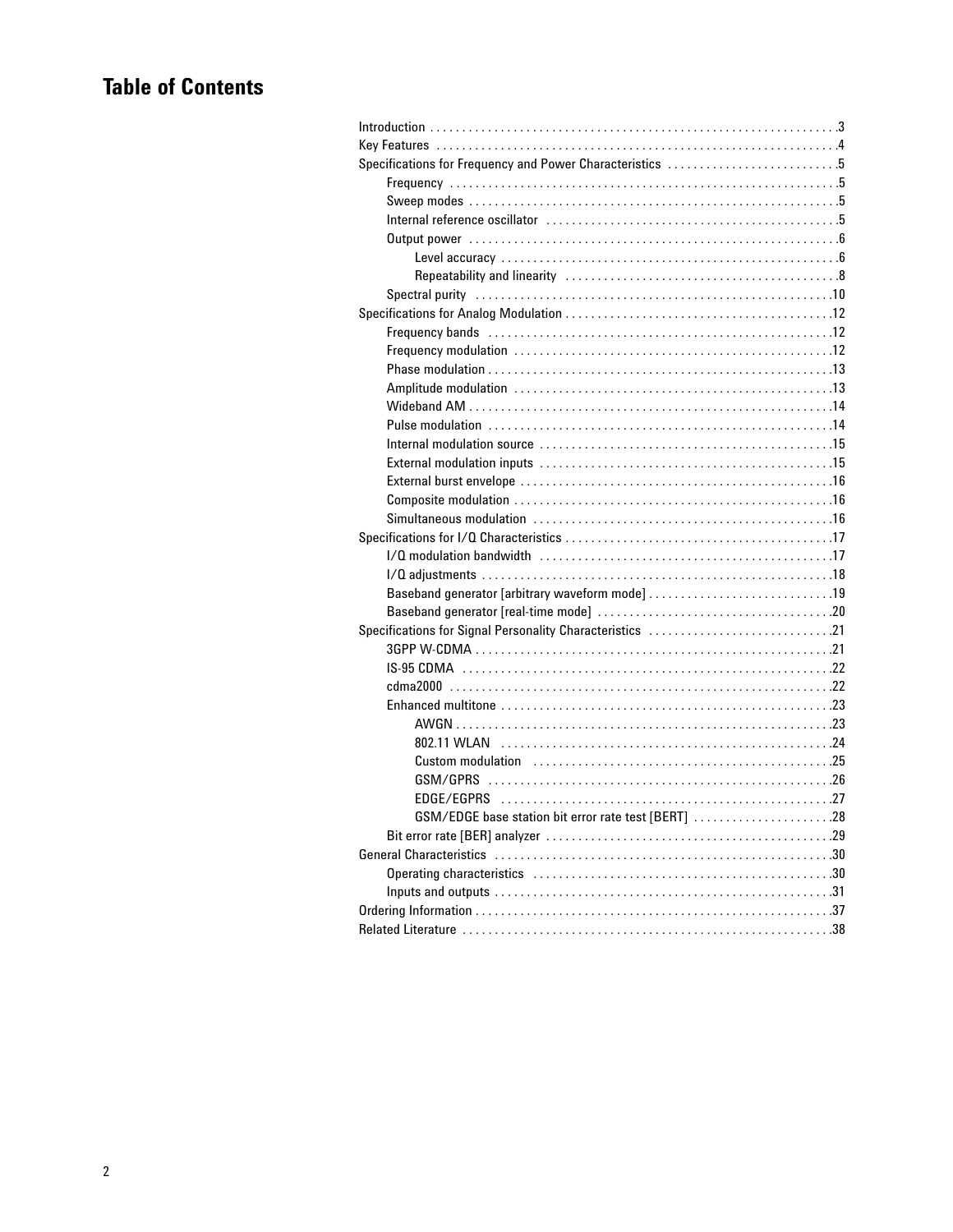# Table of Contents

- Introduction . . . 3
- Key Features . . . 4
- Specifications for Frequency and Power Characteristics . . . 5
  - Frequency . . . 5
  - Sweep modes . . . 5
  - Internal reference oscillator . . . 5
  - Output power . . . 6
    - Level accuracy . . . 6
    - Repeatability and linearity . . . 8
  - Spectral purity . . . 10
- Specifications for Analog Modulation . . . 12
  - Frequency bands . . . 12
  - Frequency modulation . . . 12
  - Phase modulation . . . 13
  - Amplitude modulation . . . 13
  - Wideband AM . . . 14
  - Pulse modulation . . . 14
  - Internal modulation source . . . 15
  - External modulation inputs . . . 15
  - External burst envelope . . . 16
  - Composite modulation . . . 16
  - Simultaneous modulation . . . 16
- Specifications for I/Q Characteristics . . . 17
  - I/Q modulation bandwidth . . . 17
  - I/Q adjustments . . . 18
  - Baseband generator [arbitrary waveform mode] . . . 19
  - Baseband generator [real-time mode] . . . 20
- Specifications for Signal Personality Characteristics . . . 21
  - 3GPP W-CDMA . . . 21
  - IS-95 CDMA . . . 22
  - cdma2000 . . . 22
  - Enhanced multitone . . . 23
    - AWGN . . . 23
    - 802.11 WLAN . . . 24
    - Custom modulation . . . 25
    - GSM/GPRS . . . 26
    - EDGE/EGPRS . . . 27
    - GSM/EDGE base station bit error rate test [BERT] . . . 28
  - Bit error rate [BER] analyzer . . . 29
- General Characteristics . . . 30
  - Operating characteristics . . . 30
  - Inputs and outputs . . . 31
- Ordering Information . . . 37
- Related Literature . . . 38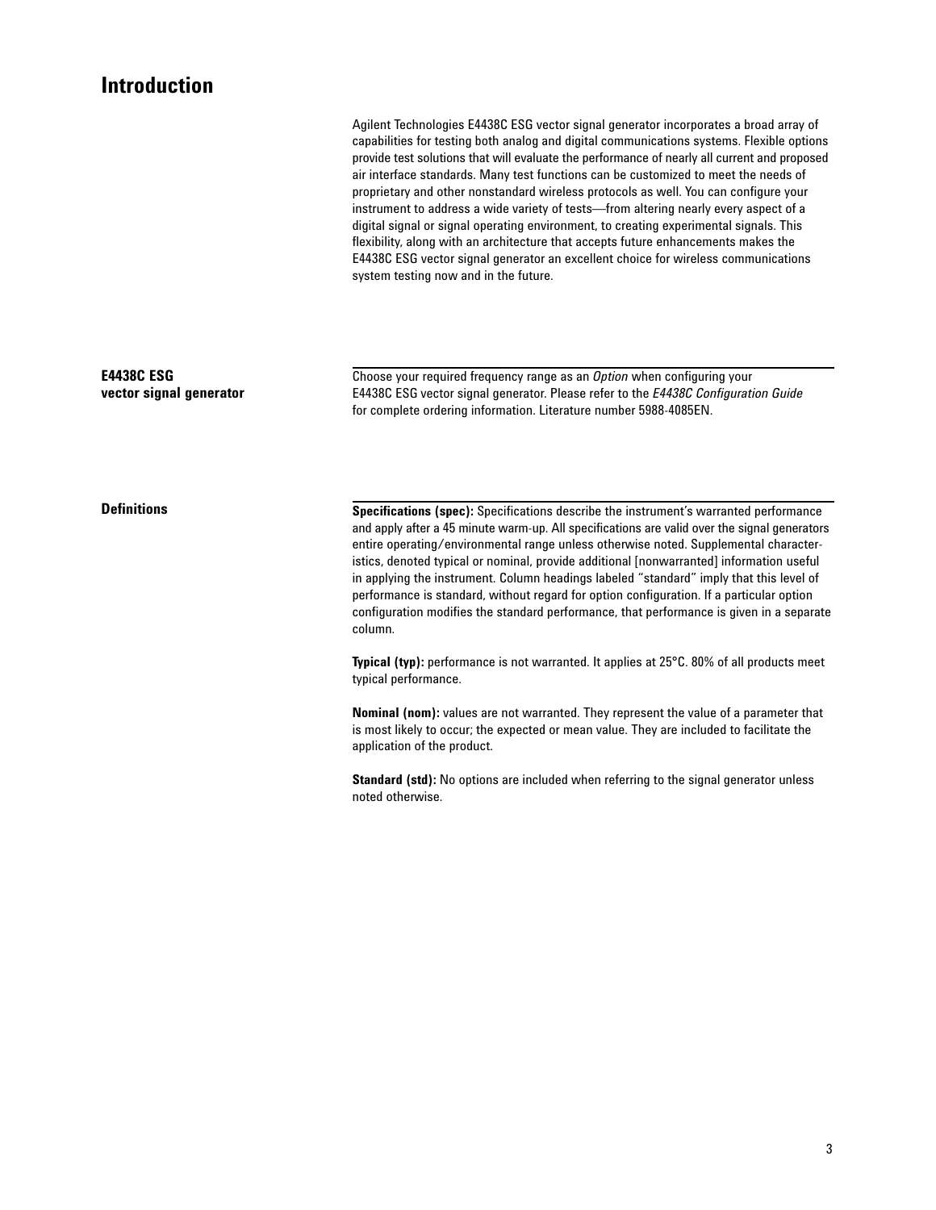# Introduction

Agilent Technologies E4438C ESG vector signal generator incorporates a broad array of capabilities for testing both analog and digital communications systems. Flexible options provide test solutions that will evaluate the performance of nearly all current and proposed air interface standards. Many test functions can be customized to meet the needs of proprietary and other nonstandard wireless protocols as well. You can configure your instrument to address a wide variety of tests—from altering nearly every aspect of a digital signal or signal operating environment, to creating experimental signals. This flexibility, along with an architecture that accepts future enhancements makes the E4438C ESG vector signal generator an excellent choice for wireless communications system testing now and in the future.

## E4438C ESG vector signal generator

Choose your required frequency range as an *Option* when configuring your E4438C ESG vector signal generator. Please refer to the *E4438C Configuration Guide* for complete ordering information. Literature number 5988-4085EN.

## Definitions

**Specifications (spec):** Specifications describe the instrument's warranted performance and apply after a 45 minute warm-up. All specifications are valid over the signal generators entire operating/environmental range unless otherwise noted. Supplemental characteristics, denoted typical or nominal, provide additional [nonwarranted] information useful in applying the instrument. Column headings labeled "standard" imply that this level of performance is standard, without regard for option configuration. If a particular option configuration modifies the standard performance, that performance is given in a separate column.

**Typical (typ):** performance is not warranted. It applies at 25°C. 80% of all products meet typical performance.

**Nominal (nom):** values are not warranted. They represent the value of a parameter that is most likely to occur; the expected or mean value. They are included to facilitate the application of the product.

**Standard (std):** No options are included when referring to the signal generator unless noted otherwise.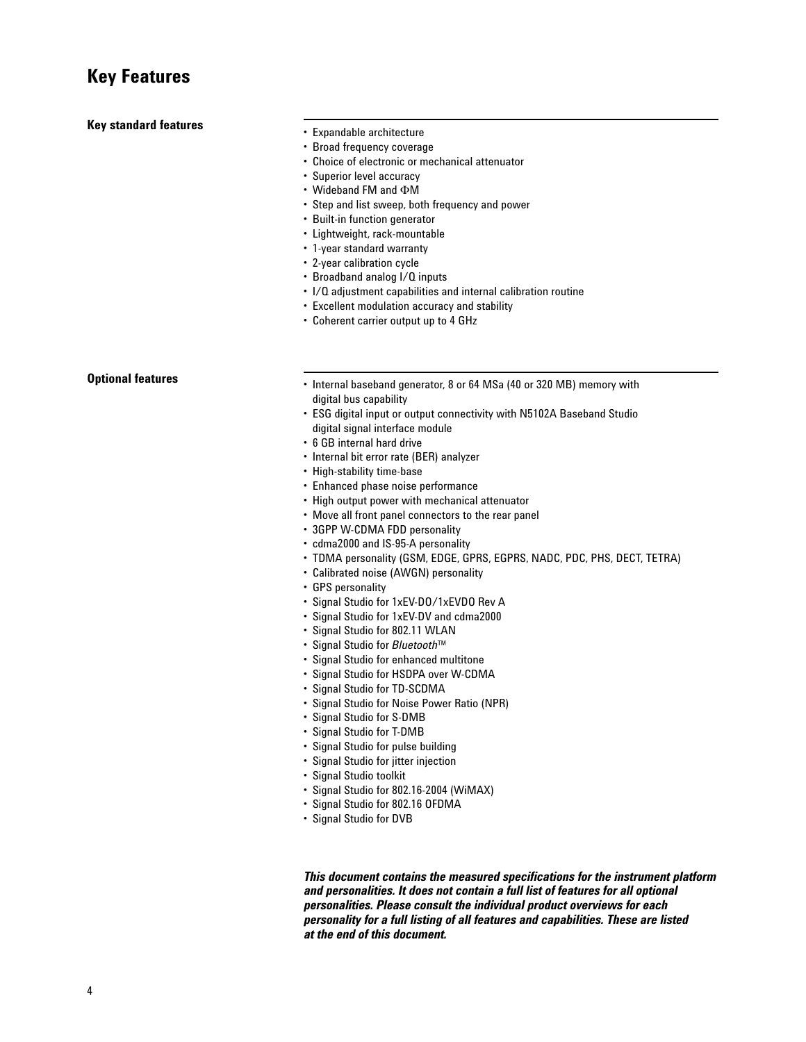# Key Features

### Key standard features

- Expandable architecture
- Broad frequency coverage
- Choice of electronic or mechanical attenuator
- Superior level accuracy
- Wideband FM and ΦM
- Step and list sweep, both frequency and power
- Built-in function generator
- Lightweight, rack-mountable
- 1-year standard warranty
- 2-year calibration cycle
- Broadband analog I/Q inputs
- I/Q adjustment capabilities and internal calibration routine
- Excellent modulation accuracy and stability
- Coherent carrier output up to 4 GHz

### Optional features

- Internal baseband generator, 8 or 64 MSa (40 or 320 MB) memory with digital bus capability
- ESG digital input or output connectivity with N5102A Baseband Studio digital signal interface module
- 6 GB internal hard drive
- Internal bit error rate (BER) analyzer
- High-stability time-base
- Enhanced phase noise performance
- High output power with mechanical attenuator
- Move all front panel connectors to the rear panel
- 3GPP W-CDMA FDD personality
- cdma2000 and IS-95-A personality
- TDMA personality (GSM, EDGE, GPRS, EGPRS, NADC, PDC, PHS, DECT, TETRA)
- Calibrated noise (AWGN) personality
- GPS personality
- Signal Studio for 1xEV-DO/1xEVDO Rev A
- Signal Studio for 1xEV-DV and cdma2000
- Signal Studio for 802.11 WLAN
- Signal Studio for *Bluetooth*™
- Signal Studio for enhanced multitone
- Signal Studio for HSDPA over W-CDMA
- Signal Studio for TD-SCDMA
- Signal Studio for Noise Power Ratio (NPR)
- Signal Studio for S-DMB
- Signal Studio for T-DMB
- Signal Studio for pulse building
- Signal Studio for jitter injection
- Signal Studio toolkit
- Signal Studio for 802.16-2004 (WiMAX)
- Signal Studio for 802.16 OFDMA
- Signal Studio for DVB

***This document contains the measured specifications for the instrument platform and personalities. It does not contain a full list of features for all optional personalities. Please consult the individual product overviews for each personality for a full listing of all features and capabilities. These are listed at the end of this document.***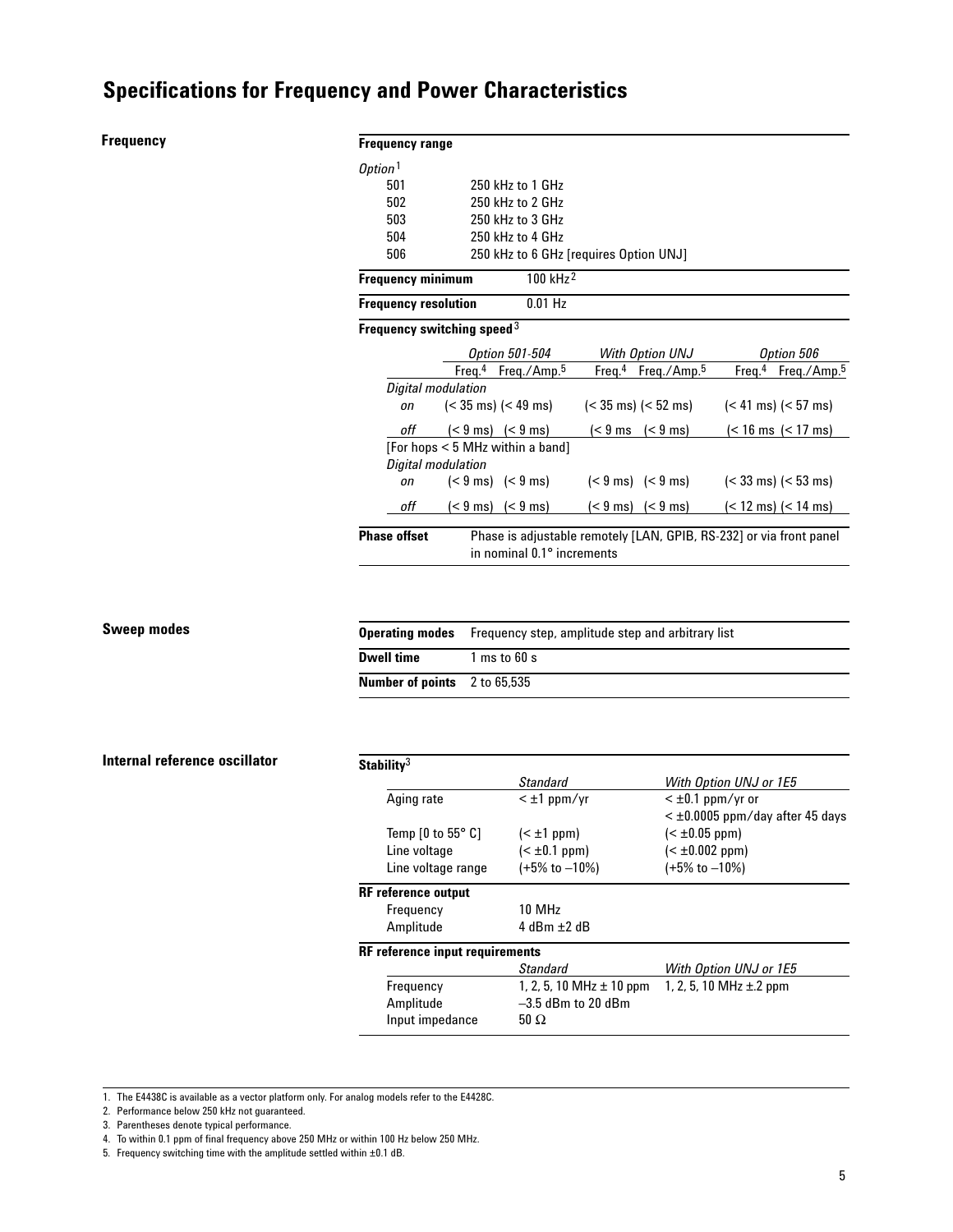# Specifications for Frequency and Power Characteristics

## Frequency

**Frequency range**

| *Option*[1] | |
|---|---|
| 501 | 250 kHz to 1 GHz |
| 502 | 250 kHz to 2 GHz |
| 503 | 250 kHz to 3 GHz |
| 504 | 250 kHz to 4 GHz |
| 506 | 250 kHz to 6 GHz [requires Option UNJ] |

**Frequency minimum** 100 kHz[2]

**Frequency resolution** 0.01 Hz

**Frequency switching speed**[3]

| | *Option 501-504* | | *With Option UNJ* | | *Option 506* | |
|---|---|---|---|---|---|---|
| | Freq.[4] | Freq./Amp.[5] | Freq.[4] | Freq./Amp.[5] | Freq.[4] | Freq./Amp.[5] |
| *Digital modulation* | | | | | | |
| *on* | (< 35 ms) | (< 49 ms) | (< 35 ms) | (< 52 ms) | (< 41 ms) | (< 57 ms) |
| *off* | (< 9 ms) | (< 9 ms) | (< 9 ms | (< 9 ms) | (< 16 ms | (< 17 ms) |
| [For hops < 5 MHz within a band] | | | | | | |
| *Digital modulation* | | | | | | |
| *on* | (< 9 ms) | (< 9 ms) | (< 9 ms) | (< 9 ms) | (< 33 ms) | (< 53 ms) |
| *off* | (< 9 ms) | (< 9 ms) | (< 9 ms) | (< 9 ms) | (< 12 ms) | (< 14 ms) |

**Phase offset** Phase is adjustable remotely [LAN, GPIB, RS-232] or via front panel in nominal 0.1° increments

## Sweep modes

| | |
|---|---|
| **Operating modes** | Frequency step, amplitude step and arbitrary list |
| **Dwell time** | 1 ms to 60 s |
| **Number of points** | 2 to 65,535 |

## Internal reference oscillator

**Stability**[3]

| | *Standard* | *With Option UNJ or 1E5* |
|---|---|---|
| Aging rate | < ±1 ppm/yr | < ±0.1 ppm/yr or < ±0.0005 ppm/day after 45 days |
| Temp [0 to 55° C] | (< ±1 ppm) | (< ±0.05 ppm) |
| Line voltage | (< ±0.1 ppm) | (< ±0.002 ppm) |
| Line voltage range | (+5% to –10%) | (+5% to –10%) |

**RF reference output**

| | |
|---|---|
| Frequency | 10 MHz |
| Amplitude | 4 dBm ±2 dB |

**RF reference input requirements**

| | *Standard* | *With Option UNJ or 1E5* |
|---|---|---|
| Frequency | 1, 2, 5, 10 MHz ± 10 ppm | 1, 2, 5, 10 MHz ±.2 ppm |
| Amplitude | –3.5 dBm to 20 dBm | |
| Input impedance | 50 Ω | |

1. The E4438C is available as a vector platform only. For analog models refer to the E4428C.
2. Performance below 250 kHz not guaranteed.
3. Parentheses denote typical performance.
4. To within 0.1 ppm of final frequency above 250 MHz or within 100 Hz below 250 MHz.
5. Frequency switching time with the amplitude settled within ±0.1 dB.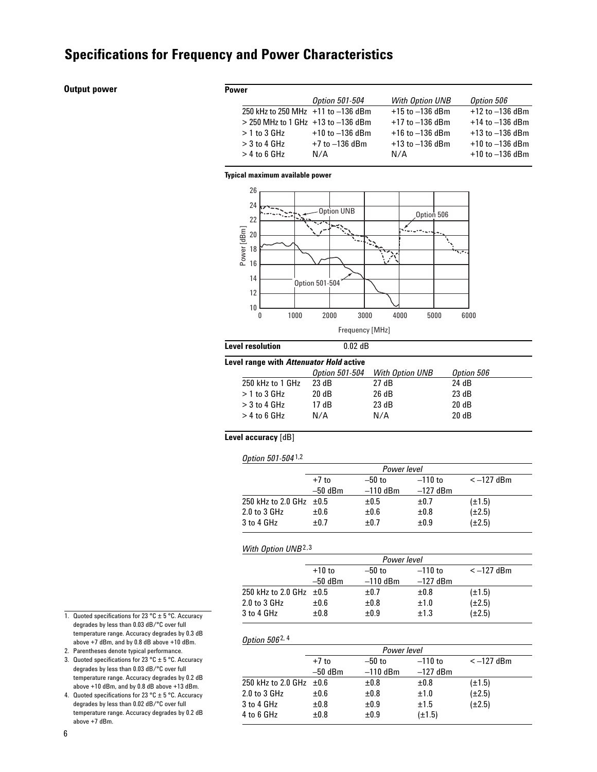# Specifications for Frequency and Power Characteristics

### Output power

**Power**

| | *Option 501-504* | *With Option UNB* | *Option 506* |
|---|---|---|---|
| 250 kHz to 250 MHz | +11 to –136 dBm | +15 to –136 dBm | +12 to –136 dBm |
| > 250 MHz to 1 GHz | +13 to –136 dBm | +17 to –136 dBm | +14 to –136 dBm |
| > 1 to 3 GHz | +10 to –136 dBm | +16 to –136 dBm | +13 to –136 dBm |
| > 3 to 4 GHz | +7 to –136 dBm | +13 to –136 dBm | +10 to –136 dBm |
| > 4 to 6 GHz | N/A | N/A | +10 to –136 dBm |

**Typical maximum available power**

**Level resolution** 0.02 dB

**Level range with *Attenuator Hold* active**

| | *Option 501-504* | *With Option UNB* | *Option 506* |
|---|---|---|---|
| 250 kHz to 1 GHz | 23 dB | 27 dB | 24 dB |
| > 1 to 3 GHz | 20 dB | 26 dB | 23 dB |
| > 3 to 4 GHz | 17 dB | 23 dB | 20 dB |
| > 4 to 6 GHz | N/A | N/A | 20 dB |

**Level accuracy** [dB]

*Option 501-504*[1,2]

| | *Power level* | | | |
|---|---|---|---|---|
| | +7 to –50 dBm | –50 to –110 dBm | –110 to –127 dBm | < –127 dBm |
| 250 kHz to 2.0 GHz | ±0.5 | ±0.5 | ±0.7 | (±1.5) |
| 2.0 to 3 GHz | ±0.6 | ±0.6 | ±0.8 | (±2.5) |
| 3 to 4 GHz | ±0.7 | ±0.7 | ±0.9 | (±2.5) |

*With Option UNB*[2,3]

| | *Power level* | | | |
|---|---|---|---|---|
| | +10 to –50 dBm | –50 to –110 dBm | –110 to –127 dBm | < –127 dBm |
| 250 kHz to 2.0 GHz | ±0.5 | ±0.7 | ±0.8 | (±1.5) |
| 2.0 to 3 GHz | ±0.6 | ±0.8 | ±1.0 | (±2.5) |
| 3 to 4 GHz | ±0.8 | ±0.9 | ±1.3 | (±2.5) |

*Option 506*[2,4]

| | *Power level* | | | |
|---|---|---|---|---|
| | +7 to –50 dBm | –50 to –110 dBm | –110 to –127 dBm | < –127 dBm |
| 250 kHz to 2.0 GHz | ±0.6 | ±0.8 | ±0.8 | (±1.5) |
| 2.0 to 3 GHz | ±0.6 | ±0.8 | ±1.0 | (±2.5) |
| 3 to 4 GHz | ±0.8 | ±0.9 | ±1.5 | (±2.5) |
| 4 to 6 GHz | ±0.8 | ±0.9 | (±1.5) | |

1. Quoted specifications for 23 °C ± 5 °C. Accuracy degrades by less than 0.03 dB/°C over full temperature range. Accuracy degrades by 0.3 dB above +7 dBm, and by 0.8 dB above +10 dBm.
2. Parentheses denote typical performance.
3. Quoted specifications for 23 °C ± 5 °C. Accuracy degrades by less than 0.03 dB/°C over full temperature range. Accuracy degrades by 0.2 dB above +10 dBm, and by 0.8 dB above +13 dBm.
4. Quoted specifications for 23 °C ± 5 °C. Accuracy degrades by less than 0.02 dB/°C over full temperature range. Accuracy degrades by 0.2 dB above +7 dBm.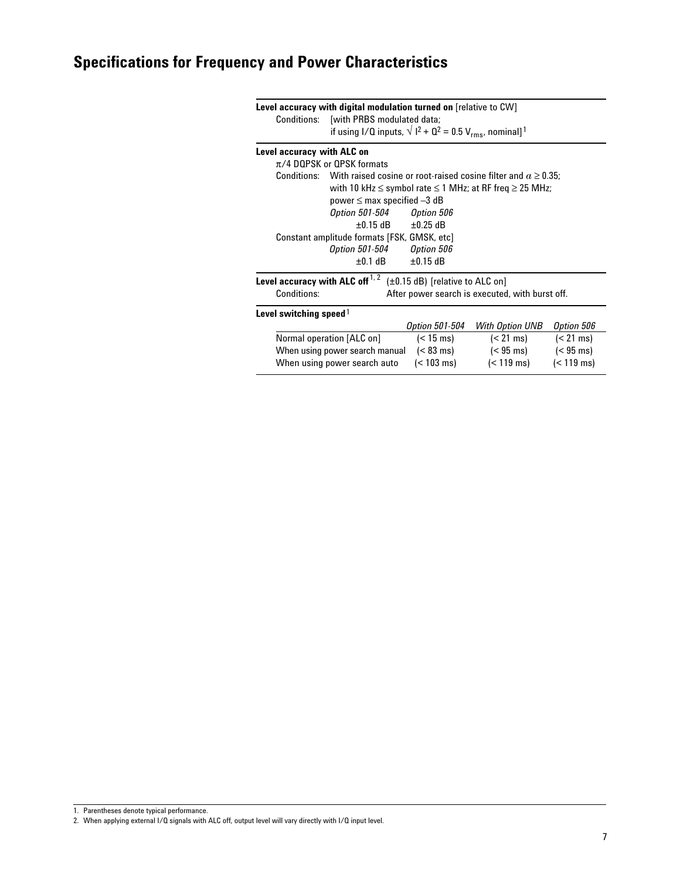## Specifications for Frequency and Power Characteristics

**Level accuracy with digital modulation turned on** [relative to CW]

Conditions: [with PRBS modulated data; if using I/Q inputs, $\sqrt{I^2 + Q^2} = 0.5\ V_{rms}$, nominal][1]

**Level accuracy with ALC on**

$\pi/4$ DQPSK or QPSK formats

Conditions: With raised cosine or root-raised cosine filter and $\alpha \geq 0.35$; with 10 kHz ≤ symbol rate ≤ 1 MHz; at RF freq ≥ 25 MHz; power ≤ max specified –3 dB

| *Option 501-504* | *Option 506* |
|---|---|
| ±0.15 dB | ±0.25 dB |

Constant amplitude formats [FSK, GMSK, etc]

| *Option 501-504* | *Option 506* |
|---|---|
| ±0.1 dB | ±0.15 dB |

**Level accuracy with ALC off**[1, 2] (±0.15 dB) [relative to ALC on]

Conditions: After power search is executed, with burst off.

**Level switching speed**[1]

| | *Option 501-504* | *With Option UNB* | *Option 506* |
|---|---|---|---|
| Normal operation [ALC on] | (< 15 ms) | (< 21 ms) | (< 21 ms) |
| When using power search manual | (< 83 ms) | (< 95 ms) | (< 95 ms) |
| When using power search auto | (< 103 ms) | (< 119 ms) | (< 119 ms) |

1. Parentheses denote typical performance.
2. When applying external I/Q signals with ALC off, output level will vary directly with I/Q input level.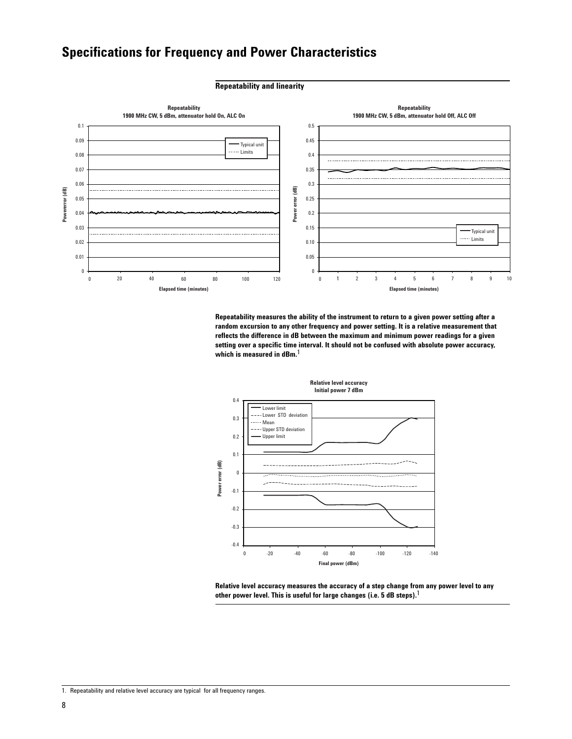# Specifications for Frequency and Power Characteristics

## Repeatability and linearity

**Repeatability**
**1900 MHz CW, 5 dBm, attenuator hold On, ALC On**

**Repeatability**
**1900 MHz CW, 5 dBm, attenuator hold Off, ALC Off**

**Repeatability measures the ability of the instrument to return to a given power setting after a random excursion to any other frequency and power setting. It is a relative measurement that reflects the difference in dB between the maximum and minimum power readings for a given setting over a specific time interval. It should not be confused with absolute power accuracy, which is measured in dBm.**[1]

**Relative level accuracy**
**Initial power 7 dBm**

**Relative level accuracy measures the accuracy of a step change from any power level to any other power level. This is useful for large changes (i.e. 5 dB steps).**[1]

1. Repeatability and relative level accuracy are typical for all frequency ranges.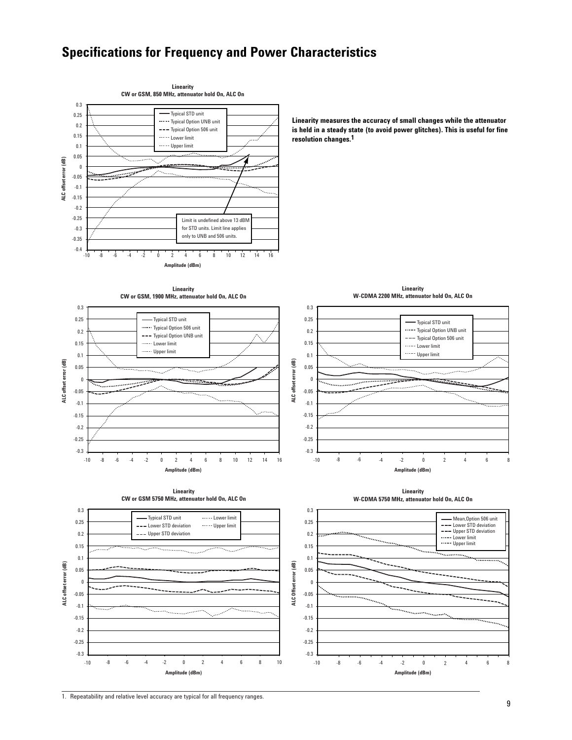# Specifications for Frequency and Power Characteristics

**Linearity**
**CW or GSM, 850 MHz, attenuator hold On, ALC On**

Typical STD unit
Typical Option UNB unit
Typical Option 506 unit
Lower limit
Upper limit

Limit is undefined above 13 dBM for STD units. Limit line applies only to UNB and 506 units.

ALC offset error (dB)
Amplitude (dBm)

**Linearity measures the accuracy of small changes while the attenuator is held in a steady state (to avoid power glitches). This is useful for fine resolution changes.**[1]

**Linearity**
**CW or GSM, 1900 MHz, attenuator hold On, ALC On**

Typical STD unit
Typical Option 506 unit
Typical Option UNB unit
Lower limit
Upper limit

ALC offset error (dB)
Amplitude (dBm)

**Linearity**
**W-CDMA 2200 MHz, attenuator hold On, ALC On**

Typical STD unit
Typical Option UNB unit
Typical Option 506 unit
Lower limit
Upper limit

ALC offset error (dB)
Amplitude (dBm)

**Linearity**
**CW or GSM 5750 MHz, attenuator hold On, ALC On**

Typical STD unit
Lower STD deviation
Upper STD deviation
Lower limit
Upper limit

ALC offset error (dB)
Amplitude (dBm)

**Linearity**
**W-CDMA 5750 MHz, attenuator hold On, ALC On**

Mean,Option 506 unit
Lower STD deviation
Upper STD deviation
Lower limit
Upper limit

ALC Offset error (dB)
Amplitude (dBm)

1. Repeatability and relative level accuracy are typical for all frequency ranges.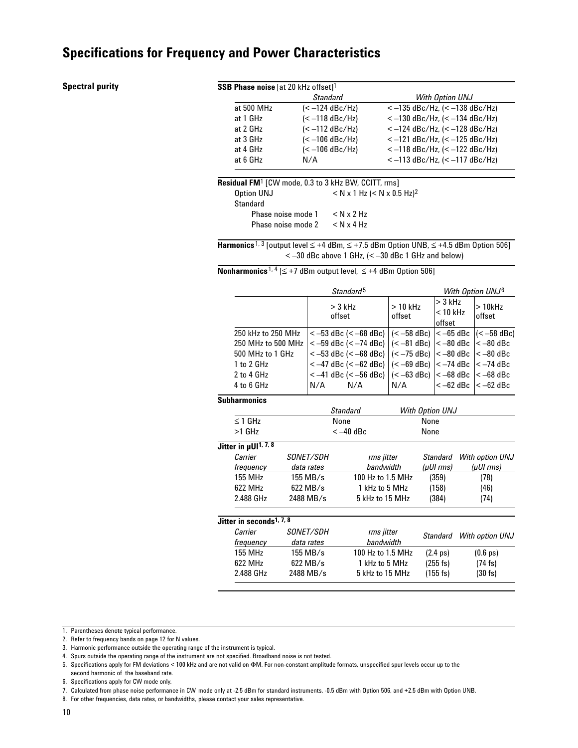# Specifications for Frequency and Power Characteristics

## Spectral purity

**SSB Phase noise** [at 20 kHz offset][1]

| | *Standard* | *With Option UNJ* |
|---|---|---|
| at 500 MHz | (< –124 dBc/Hz) | < –135 dBc/Hz, (< –138 dBc/Hz) |
| at 1 GHz | (< –118 dBc/Hz) | < –130 dBc/Hz, (< –134 dBc/Hz) |
| at 2 GHz | (< –112 dBc/Hz) | < –124 dBc/Hz, (< –128 dBc/Hz) |
| at 3 GHz | (< –106 dBc/Hz) | < –121 dBc/Hz, (< –125 dBc/Hz) |
| at 4 GHz | (< –106 dBc/Hz) | < –118 dBc/Hz, (< –122 dBc/Hz) |
| at 6 GHz | N/A | < –113 dBc/Hz, (< –117 dBc/Hz) |

**Residual FM**[1] [CW mode, 0.3 to 3 kHz BW, CCITT, rms]

| | |
|---|---|
| Option UNJ | < N x 1 Hz (< N x 0.5 Hz)[2] |
| Standard | |
| Phase noise mode 1 | < N x 2 Hz |
| Phase noise mode 2 | < N x 4 Hz |

**Harmonics**[1, 3] [output level ≤ +4 dBm, ≤ +7.5 dBm Option UNB, ≤ +4.5 dBm Option 506]
< –30 dBc above 1 GHz, (< –30 dBc 1 GHz and below)

**Nonharmonics**[1, 4] [≤ +7 dBm output level, ≤ +4 dBm Option 506]

| | *Standard*[5] | | *With Option UNJ*[6] | |
|---|---|---|---|---|
| | > 3 kHz offset | > 10 kHz offset | > 3 kHz < 10 kHz offset | > 10kHz offset |
| 250 kHz to 250 MHz | < –53 dBc (< –68 dBc) | (< –58 dBc) | < –65 dBc | (< –58 dBc) |
| 250 MHz to 500 MHz | < –59 dBc (< –74 dBc) | (< –81 dBc) | < –80 dBc | < –80 dBc |
| 500 MHz to 1 GHz | < –53 dBc (< –68 dBc) | (< –75 dBc) | < –80 dBc | < –80 dBc |
| 1 to 2 GHz | < –47 dBc (< –62 dBc) | (< –69 dBc) | < –74 dBc | < –74 dBc |
| 2 to 4 GHz | < –41 dBc (< –56 dBc) | (< –63 dBc) | < –68 dBc | < –68 dBc |
| 4 to 6 GHz | N/A N/A | N/A | < –62 dBc | < –62 dBc |

**Subharmonics**

| | *Standard* | *With Option UNJ* |
|---|---|---|
| ≤ 1 GHz | None | None |
| >1 GHz | < –40 dBc | None |

**Jitter in µUI**[1, 7, 8]

| *Carrier frequency* | *SONET/SDH data rates* | *rms jitter bandwidth* | *Standard (µUI rms)* | *With option UNJ (µUI rms)* |
|---|---|---|---|---|
| 155 MHz | 155 MB/s | 100 Hz to 1.5 MHz | (359) | (78) |
| 622 MHz | 622 MB/s | 1 kHz to 5 MHz | (158) | (46) |
| 2.488 GHz | 2488 MB/s | 5 kHz to 15 MHz | (384) | (74) |

**Jitter in seconds**[1, 7, 8]

| *Carrier frequency* | *SONET/SDH data rates* | *rms jitter bandwidth* | *Standard* | *With option UNJ* |
|---|---|---|---|---|
| 155 MHz | 155 MB/s | 100 Hz to 1.5 MHz | (2.4 ps) | (0.6 ps) |
| 622 MHz | 622 MB/s | 1 kHz to 5 MHz | (255 fs) | (74 fs) |
| 2.488 GHz | 2488 MB/s | 5 kHz to 15 MHz | (155 fs) | (30 fs) |

1. Parentheses denote typical performance.
2. Refer to frequency bands on page 12 for N values.
3. Harmonic performance outside the operating range of the instrument is typical.
4. Spurs outside the operating range of the instrument are not specified. Broadband noise is not tested.
5. Specifications apply for FM deviations < 100 kHz and are not valid on ΦM. For non-constant amplitude formats, unspecified spur levels occur up to the second harmonic of the baseband rate.
6. Specifications apply for CW mode only.
7. Calculated from phase noise performance in CW mode only at -2.5 dBm for standard instruments, -0.5 dBm with Option 506, and +2.5 dBm with Option UNB.
8. For other frequencies, data rates, or bandwidths, please contact your sales representative.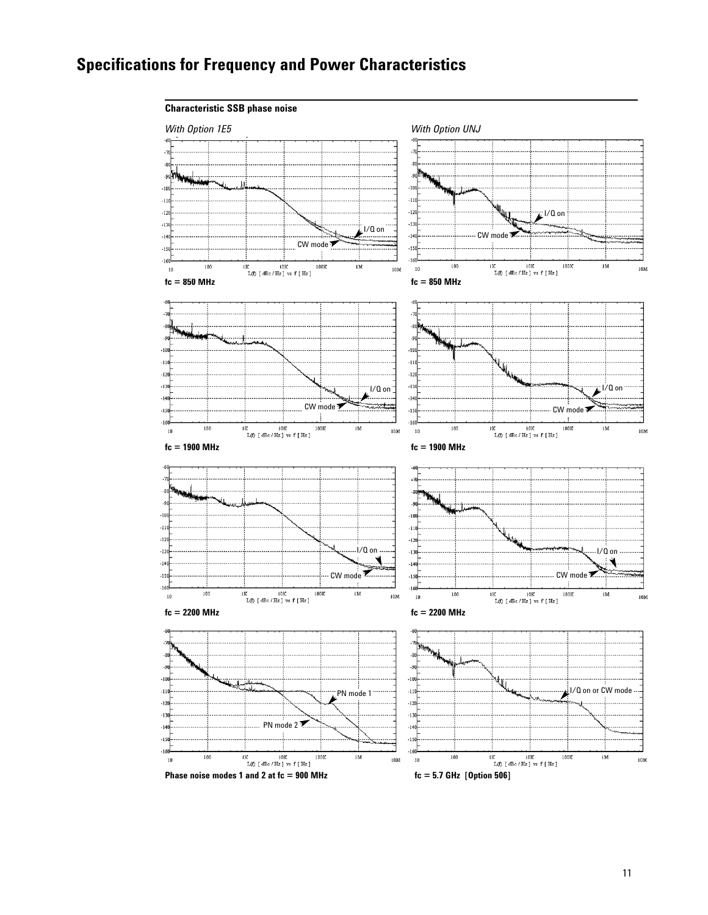## Specifications for Frequency and Power Characteristics

**Characteristic SSB phase noise**

*With Option 1E5*

*With Option UNJ*

fc = 850 MHz

fc = 850 MHz

fc = 1900 MHz

fc = 1900 MHz

fc = 2200 MHz

fc = 2200 MHz

Phase noise modes 1 and 2 at fc = 900 MHz

fc = 5.7 GHz [Option 506]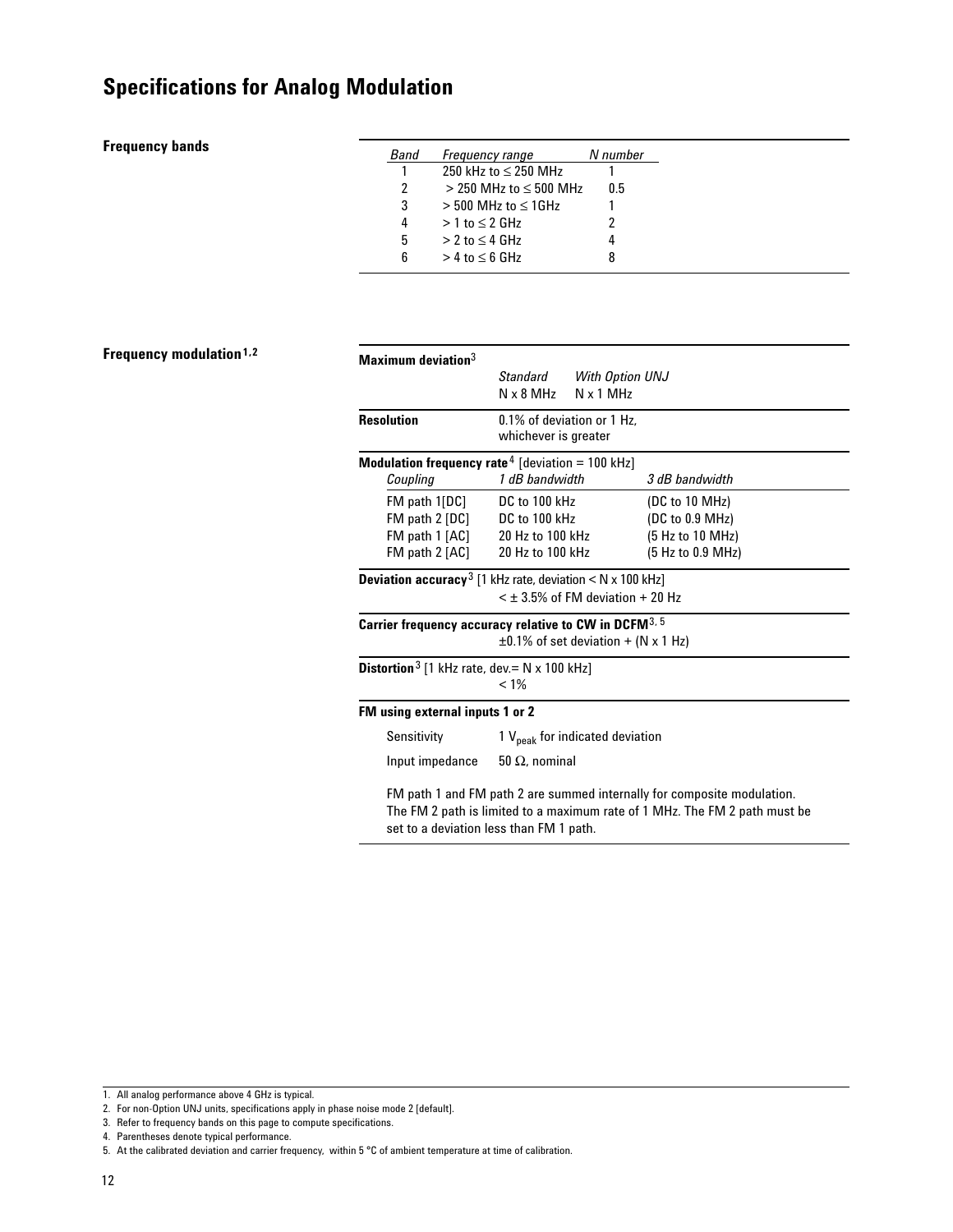# Specifications for Analog Modulation

## Frequency bands

| Band | Frequency range | N number |
|---|---|---|
| 1 | 250 kHz to ≤ 250 MHz | 1 |
| 2 | > 250 MHz to ≤ 500 MHz | 0.5 |
| 3 | > 500 MHz to ≤ 1GHz | 1 |
| 4 | > 1 to ≤ 2 GHz | 2 |
| 5 | > 2 to ≤ 4 GHz | 4 |
| 6 | > 4 to ≤ 6 GHz | 8 |

## Frequency modulation[1,2]

**Maximum deviation**[3]

| Standard | With Option UNJ |
|---|---|
| N x 8 MHz | N x 1 MHz |

**Resolution**

0.1% of deviation or 1 Hz, whichever is greater

**Modulation frequency rate**[4] [deviation = 100 kHz]

| Coupling | 1 dB bandwidth | 3 dB bandwidth |
|---|---|---|
| FM path 1[DC] | DC to 100 kHz | (DC to 10 MHz) |
| FM path 2 [DC] | DC to 100 kHz | (DC to 0.9 MHz) |
| FM path 1 [AC] | 20 Hz to 100 kHz | (5 Hz to 10 MHz) |
| FM path 2 [AC] | 20 Hz to 100 kHz | (5 Hz to 0.9 MHz) |

**Deviation accuracy**[3] [1 kHz rate, deviation < N x 100 kHz]

< ± 3.5% of FM deviation + 20 Hz

**Carrier frequency accuracy relative to CW in DCFM**[3, 5]

±0.1% of set deviation + (N x 1 Hz)

**Distortion**[3] [1 kHz rate, dev.= N x 100 kHz]

< 1%

**FM using external inputs 1 or 2**

| | |
|---|---|
| Sensitivity | 1 $V_{peak}$ for indicated deviation |
| Input impedance | 50 Ω, nominal |

FM path 1 and FM path 2 are summed internally for composite modulation. The FM 2 path is limited to a maximum rate of 1 MHz. The FM 2 path must be set to a deviation less than FM 1 path.

---

1. All analog performance above 4 GHz is typical.
2. For non-Option UNJ units, specifications apply in phase noise mode 2 [default].
3. Refer to frequency bands on this page to compute specifications.
4. Parentheses denote typical performance.
5. At the calibrated deviation and carrier frequency, within 5 °C of ambient temperature at time of calibration.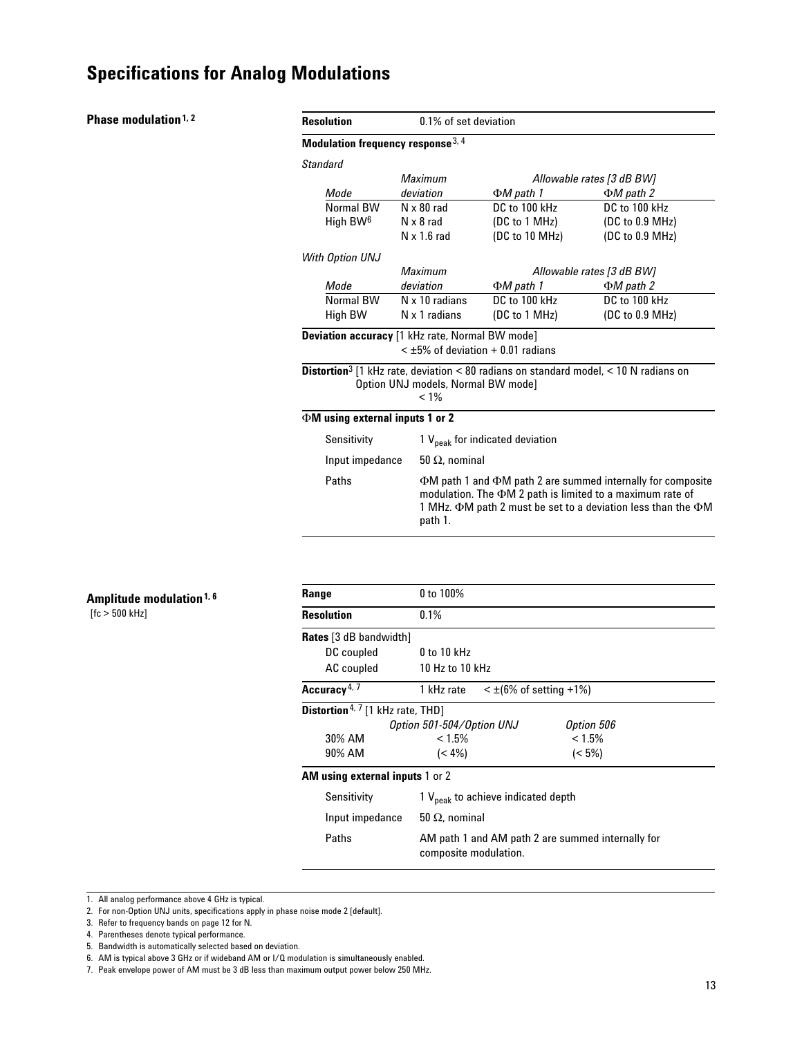# Specifications for Analog Modulations

## Phase modulation[1, 2]

**Resolution** 0.1% of set deviation

**Modulation frequency response**[3, 4]

*Standard*

| Mode | Maximum deviation | Allowable rates [3 dB BW] ΦM path 1 | ΦM path 2 |
|---|---|---|---|
| Normal BW | N x 80 rad | DC to 100 kHz | DC to 100 kHz |
| High BW[6] | N x 8 rad | (DC to 1 MHz) | (DC to 0.9 MHz) |
| | N x 1.6 rad | (DC to 10 MHz) | (DC to 0.9 MHz) |

*With Option UNJ*

| Mode | Maximum deviation | Allowable rates [3 dB BW] ΦM path 1 | ΦM path 2 |
|---|---|---|---|
| Normal BW | N x 10 radians | DC to 100 kHz | DC to 100 kHz |
| High BW | N x 1 radians | (DC to 1 MHz) | (DC to 0.9 MHz) |

**Deviation accuracy** [1 kHz rate, Normal BW mode]
< ±5% of deviation + 0.01 radians

**Distortion**[3] [1 kHz rate, deviation < 80 radians on standard model, < 10 N radians on Option UNJ models, Normal BW mode]
< 1%

**ΦM using external inputs 1 or 2**

| | |
|---|---|
| Sensitivity | 1 $V_{peak}$ for indicated deviation |
| Input impedance | 50 Ω, nominal |
| Paths | ΦM path 1 and ΦM path 2 are summed internally for composite modulation. The ΦM 2 path is limited to a maximum rate of 1 MHz. ΦM path 2 must be set to a deviation less than the ΦM path 1. |

## Amplitude modulation[1, 6]

[fc > 500 kHz]

| | |
|---|---|
| **Range** | 0 to 100% |
| **Resolution** | 0.1% |

**Rates** [3 dB bandwidth]

| | |
|---|---|
| DC coupled | 0 to 10 kHz |
| AC coupled | 10 Hz to 10 kHz |

**Accuracy**[4, 7] 1 kHz rate < ±(6% of setting +1%)

**Distortion**[4, 7] [1 kHz rate, THD]

| | Option 501-504/Option UNJ | Option 506 |
|---|---|---|
| 30% AM | < 1.5% | < 1.5% |
| 90% AM | (< 4%) | (< 5%) |

**AM using external inputs** 1 or 2

| | |
|---|---|
| Sensitivity | 1 $V_{peak}$ to achieve indicated depth |
| Input impedance | 50 Ω, nominal |
| Paths | AM path 1 and AM path 2 are summed internally for composite modulation. |

1. All analog performance above 4 GHz is typical.
2. For non-Option UNJ units, specifications apply in phase noise mode 2 [default].
3. Refer to frequency bands on page 12 for N.
4. Parentheses denote typical performance.
5. Bandwidth is automatically selected based on deviation.
6. AM is typical above 3 GHz or if wideband AM or I/Q modulation is simultaneously enabled.
7. Peak envelope power of AM must be 3 dB less than maximum output power below 250 MHz.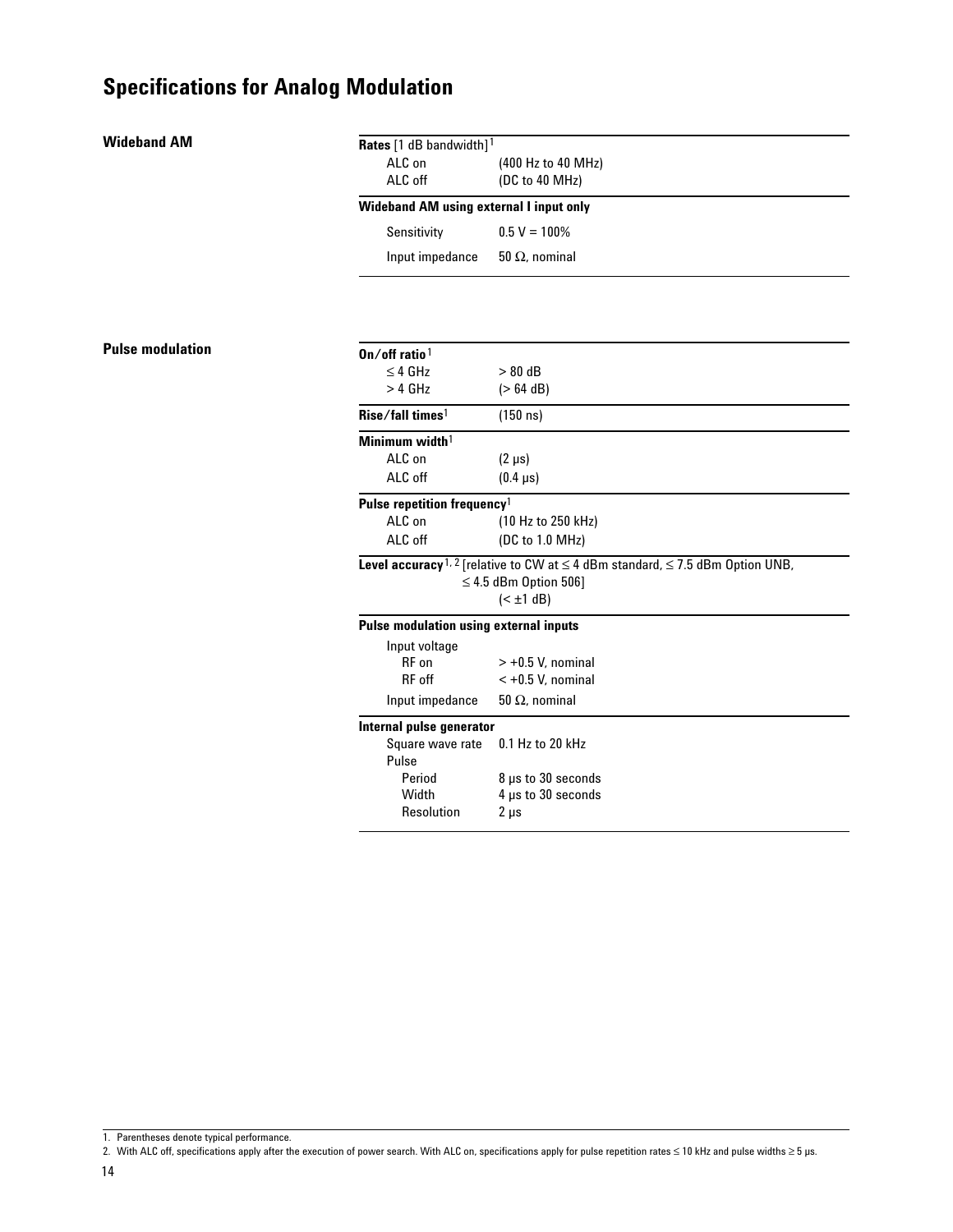# Specifications for Analog Modulation

## Wideband AM

| | |
|---|---|
| **Rates** [1 dB bandwidth][1] | |
| ALC on | (400 Hz to 40 MHz) |
| ALC off | (DC to 40 MHz) |
| **Wideband AM using external I input only** | |
| Sensitivity | 0.5 V = 100% |
| Input impedance | 50 Ω, nominal |

## Pulse modulation

| | |
|---|---|
| **On/off ratio**[1] | |
| ≤ 4 GHz | > 80 dB |
| > 4 GHz | (> 64 dB) |
| **Rise/fall times**[1] | (150 ns) |
| **Minimum width**[1] | |
| ALC on | (2 μs) |
| ALC off | (0.4 μs) |
| **Pulse repetition frequency**[1] | |
| ALC on | (10 Hz to 250 kHz) |
| ALC off | (DC to 1.0 MHz) |
| **Level accuracy**[1, 2] [relative to CW at ≤ 4 dBm standard, ≤ 7.5 dBm Option UNB, ≤ 4.5 dBm Option 506] | (< ±1 dB) |
| **Pulse modulation using external inputs** | |
| Input voltage | |
| RF on | > +0.5 V, nominal |
| RF off | < +0.5 V, nominal |
| Input impedance | 50 Ω, nominal |
| **Internal pulse generator** | |
| Square wave rate | 0.1 Hz to 20 kHz |
| Pulse | |
| Period | 8 μs to 30 seconds |
| Width | 4 μs to 30 seconds |
| Resolution | 2 μs |

1. Parentheses denote typical performance.
2. With ALC off, specifications apply after the execution of power search. With ALC on, specifications apply for pulse repetition rates ≤ 10 kHz and pulse widths ≥ 5 μs.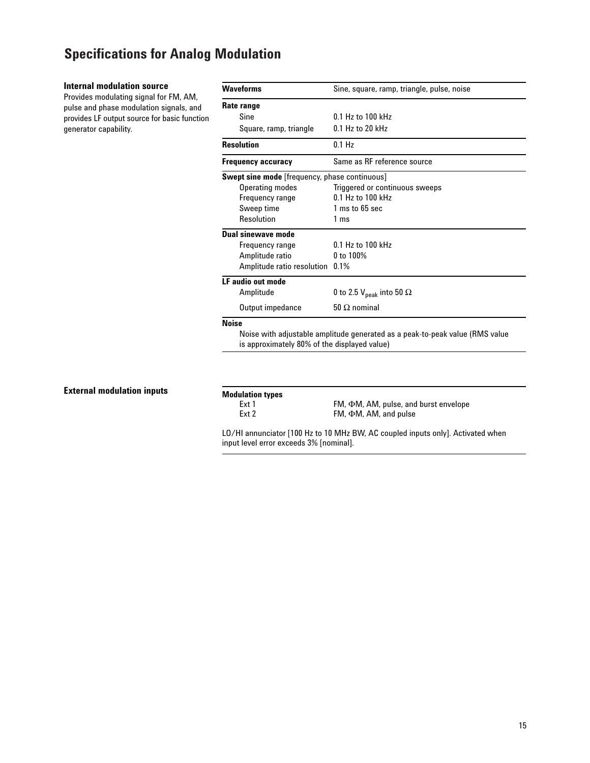# Specifications for Analog Modulation

### Internal modulation source

Provides modulating signal for FM, AM, pulse and phase modulation signals, and provides LF output source for basic function generator capability.

| **Waveforms** | Sine, square, ramp, triangle, pulse, noise |
|---|---|
| **Rate range** | |
| Sine | 0.1 Hz to 100 kHz |
| Square, ramp, triangle | 0.1 Hz to 20 kHz |
| **Resolution** | 0.1 Hz |
| **Frequency accuracy** | Same as RF reference source |
| **Swept sine mode** [frequency, phase continuous] | |
| Operating modes | Triggered or continuous sweeps |
| Frequency range | 0.1 Hz to 100 kHz |
| Sweep time | 1 ms to 65 sec |
| Resolution | 1 ms |
| **Dual sinewave mode** | |
| Frequency range | 0.1 Hz to 100 kHz |
| Amplitude ratio | 0 to 100% |
| Amplitude ratio resolution | 0.1% |
| **LF audio out mode** | |
| Amplitude | 0 to 2.5 $V_{peak}$ into 50 Ω |
| Output impedance | 50 Ω nominal |
| **Noise** | |
| Noise with adjustable amplitude generated as a peak-to-peak value (RMS value is approximately 80% of the displayed value) | |

### External modulation inputs

| **Modulation types** | |
|---|---|
| Ext 1 | FM, ΦM, AM, pulse, and burst envelope |
| Ext 2 | FM, ΦM, AM, and pulse |

LO/HI annunciator [100 Hz to 10 MHz BW, AC coupled inputs only]. Activated when input level error exceeds 3% [nominal].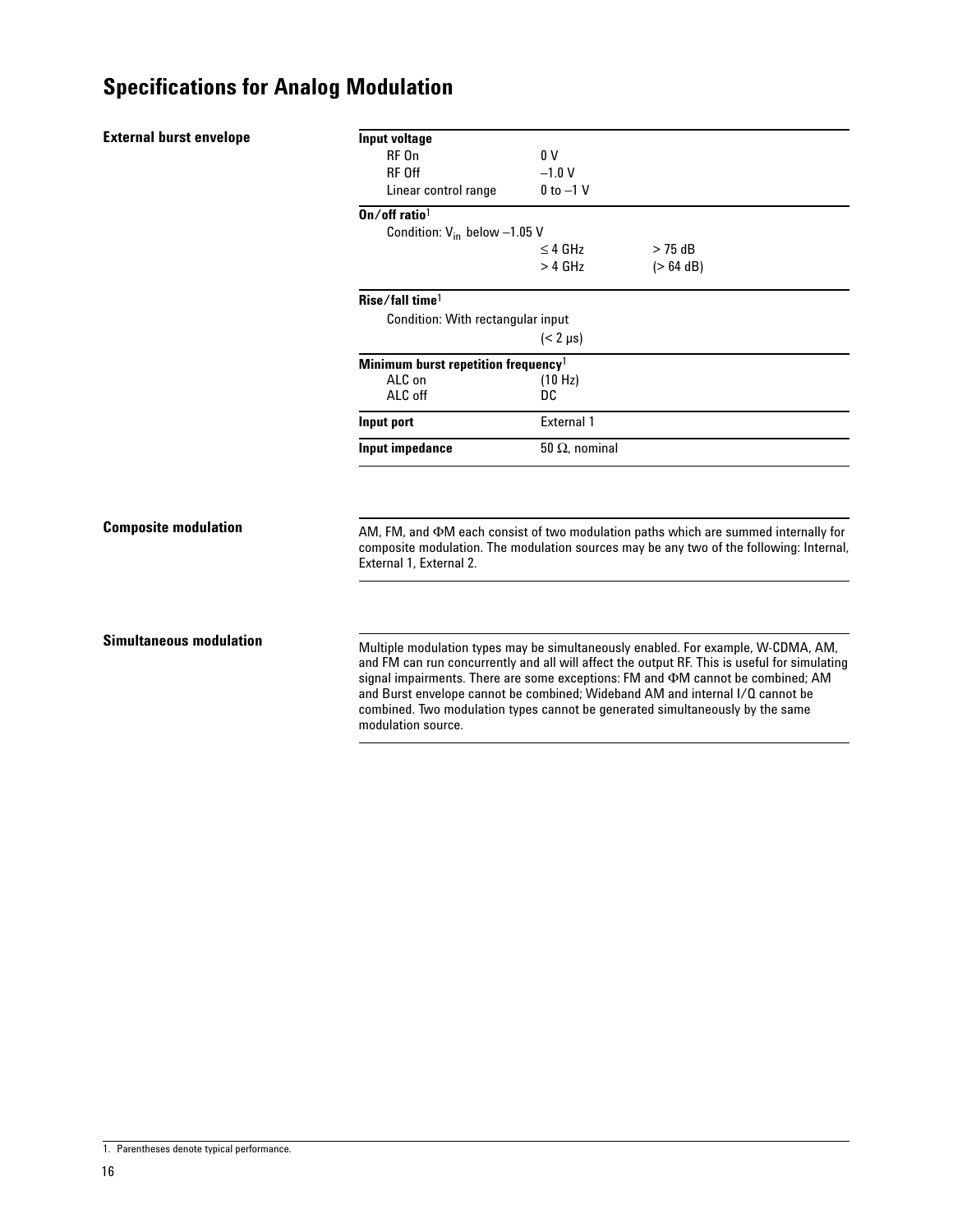# Specifications for Analog Modulation

## External burst envelope

| | | |
|---|---|---|
| **Input voltage** | | |
| RF On | 0 V | |
| RF Off | –1.0 V | |
| Linear control range | 0 to –1 V | |
| **On/off ratio**[1] | | |
| Condition: $V_{in}$ below –1.05 V | | |
| | ≤ 4 GHz | > 75 dB |
| | > 4 GHz | (> 64 dB) |
| **Rise/fall time**[1] | | |
| Condition: With rectangular input | | |
| | (< 2 μs) | |
| **Minimum burst repetition frequency**[1] | | |
| ALC on | (10 Hz) | |
| ALC off | DC | |
| **Input port** | External 1 | |
| **Input impedance** | 50 Ω, nominal | |

## Composite modulation

AM, FM, and ΦM each consist of two modulation paths which are summed internally for composite modulation. The modulation sources may be any two of the following: Internal, External 1, External 2.

## Simultaneous modulation

Multiple modulation types may be simultaneously enabled. For example, W-CDMA, AM, and FM can run concurrently and all will affect the output RF. This is useful for simulating signal impairments. There are some exceptions: FM and ΦM cannot be combined; AM and Burst envelope cannot be combined; Wideband AM and internal I/Q cannot be combined. Two modulation types cannot be generated simultaneously by the same modulation source.

1. Parentheses denote typical performance.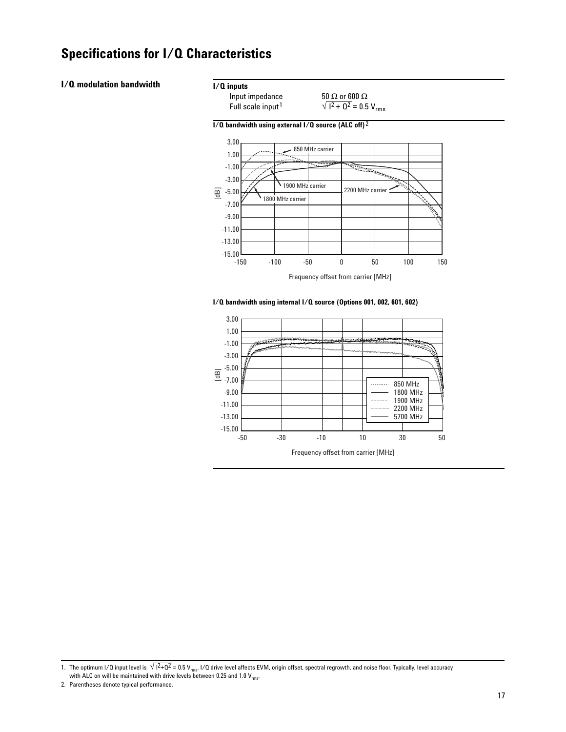# Specifications for I/Q Characteristics

## I/Q modulation bandwidth

**I/Q inputs**

| | |
|---|---|
| Input impedance | 50 Ω or 600 Ω |
| Full scale input[1] | $\sqrt{I^2 + Q^2} = 0.5\ V_{rms}$ |

**I/Q bandwidth using external I/Q source (ALC off)**[2]

**I/Q bandwidth using internal I/Q source (Options 001, 002, 601, 602)**

---

1. The optimum I/Q input level is $\sqrt{I^2+Q^2} = 0.5\ V_{rms}$. I/Q drive level affects EVM, origin offset, spectral regrowth, and noise floor. Typically, level accuracy with ALC on will be maintained with drive levels between 0.25 and 1.0 $V_{rms}$.
2. Parentheses denote typical performance.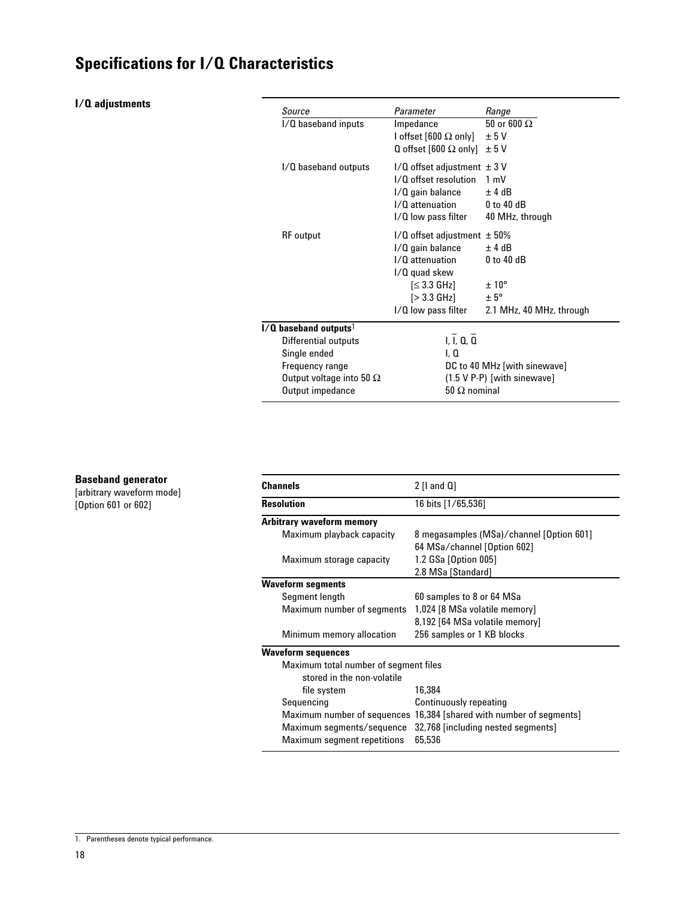# Specifications for I/Q Characteristics

### I/Q adjustments

| *Source* | *Parameter* | *Range* |
|---|---|---|
| I/Q baseband inputs | Impedance | 50 or 600 Ω |
| | I offset [600 Ω only] | ± 5 V |
| | Q offset [600 Ω only] | ± 5 V |
| I/Q baseband outputs | I/Q offset adjustment | ± 3 V |
| | I/Q offset resolution | 1 mV |
| | I/Q gain balance | ± 4 dB |
| | I/Q attenuation | 0 to 40 dB |
| | I/Q low pass filter | 40 MHz, through |
| RF output | I/Q offset adjustment | ± 50% |
| | I/Q gain balance | ± 4 dB |
| | I/Q attenuation | 0 to 40 dB |
| | I/Q quad skew | |
| | [≤ 3.3 GHz] | ± 10° |
| | [> 3.3 GHz] | ± 5° |
| | I/Q low pass filter | 2.1 MHz, 40 MHz, through |

| **I/Q baseband outputs**[1] | |
|---|---|
| Differential outputs | I, $\overline{I}$, Q, $\overline{Q}$ |
| Single ended | I, Q |
| Frequency range | DC to 40 MHz [with sinewave] |
| Output voltage into 50 Ω | (1.5 V P-P) [with sinewave] |
| Output impedance | 50 Ω nominal |

### Baseband generator

[arbitrary waveform mode]
[Option 601 or 602]

| **Channels** | 2 [I and Q] |
|---|---|
| **Resolution** | 16 bits [1/65,536] |
| **Arbitrary waveform memory** | |
| Maximum playback capacity | 8 megasamples (MSa)/channel [Option 601] |
| | 64 MSa/channel [Option 602] |
| Maximum storage capacity | 1.2 GSa [Option 005] |
| | 2.8 MSa [Standard] |
| **Waveform segments** | |
| Segment length | 60 samples to 8 or 64 MSa |
| Maximum number of segments | 1,024 [8 MSa volatile memory] |
| | 8,192 [64 MSa volatile memory] |
| Minimum memory allocation | 256 samples or 1 KB blocks |
| **Waveform sequences** | |
| Maximum total number of segment files stored in the non-volatile file system | 16,384 |
| Sequencing | Continuously repeating |
| Maximum number of sequences | 16,384 [shared with number of segments] |
| Maximum segments/sequence | 32,768 [including nested segments] |
| Maximum segment repetitions | 65,536 |

1. Parentheses denote typical performance.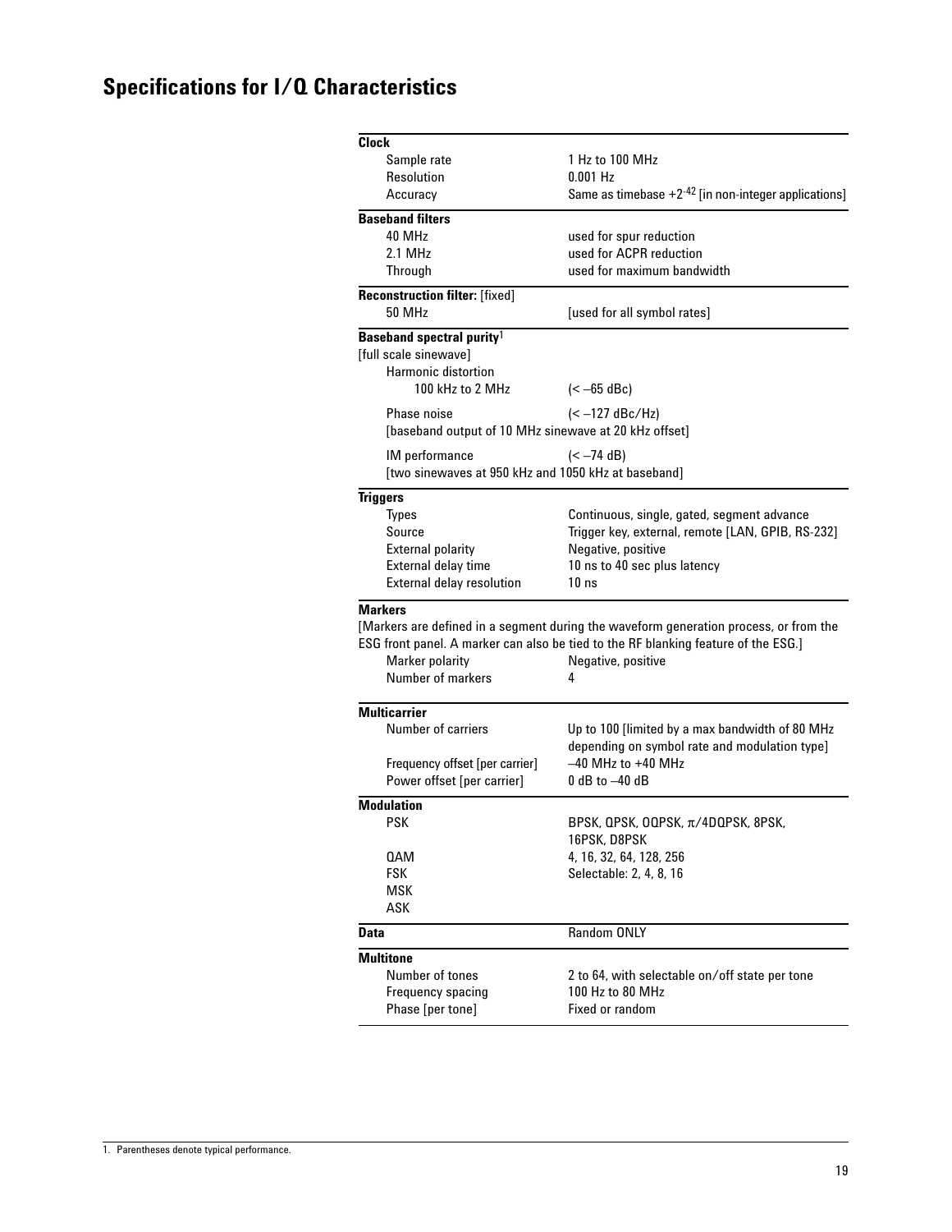## Specifications for I/Q Characteristics

| | |
|---|---|
| **Clock** | |
| Sample rate | 1 Hz to 100 MHz |
| Resolution | 0.001 Hz |
| Accuracy | Same as timebase $+2^{-42}$ [in non-integer applications] |
| **Baseband filters** | |
| 40 MHz | used for spur reduction |
| 2.1 MHz | used for ACPR reduction |
| Through | used for maximum bandwidth |
| **Reconstruction filter:** [fixed] | |
| 50 MHz | [used for all symbol rates] |
| **Baseband spectral purity**[1] [full scale sinewave] | |
| Harmonic distortion | |
| 100 kHz to 2 MHz | (< –65 dBc) |
| Phase noise [baseband output of 10 MHz sinewave at 20 kHz offset] | (< –127 dBc/Hz) |
| IM performance [two sinewaves at 950 kHz and 1050 kHz at baseband] | (< –74 dB) |
| **Triggers** | |
| Types | Continuous, single, gated, segment advance |
| Source | Trigger key, external, remote [LAN, GPIB, RS-232] |
| External polarity | Negative, positive |
| External delay time | 10 ns to 40 sec plus latency |
| External delay resolution | 10 ns |
| **Markers** [Markers are defined in a segment during the waveform generation process, or from the ESG front panel. A marker can also be tied to the RF blanking feature of the ESG.] | |
| Marker polarity | Negative, positive |
| Number of markers | 4 |
| **Multicarrier** | |
| Number of carriers | Up to 100 [limited by a max bandwidth of 80 MHz depending on symbol rate and modulation type] |
| Frequency offset [per carrier] | –40 MHz to +40 MHz |
| Power offset [per carrier] | 0 dB to –40 dB |
| **Modulation** | |
| PSK | BPSK, QPSK, OQPSK, π/4DQPSK, 8PSK, 16PSK, D8PSK |
| QAM | 4, 16, 32, 64, 128, 256 |
| FSK | Selectable: 2, 4, 8, 16 |
| MSK | |
| ASK | |
| **Data** | Random ONLY |
| **Multitone** | |
| Number of tones | 2 to 64, with selectable on/off state per tone |
| Frequency spacing | 100 Hz to 80 MHz |
| Phase [per tone] | Fixed or random |

1. Parentheses denote typical performance.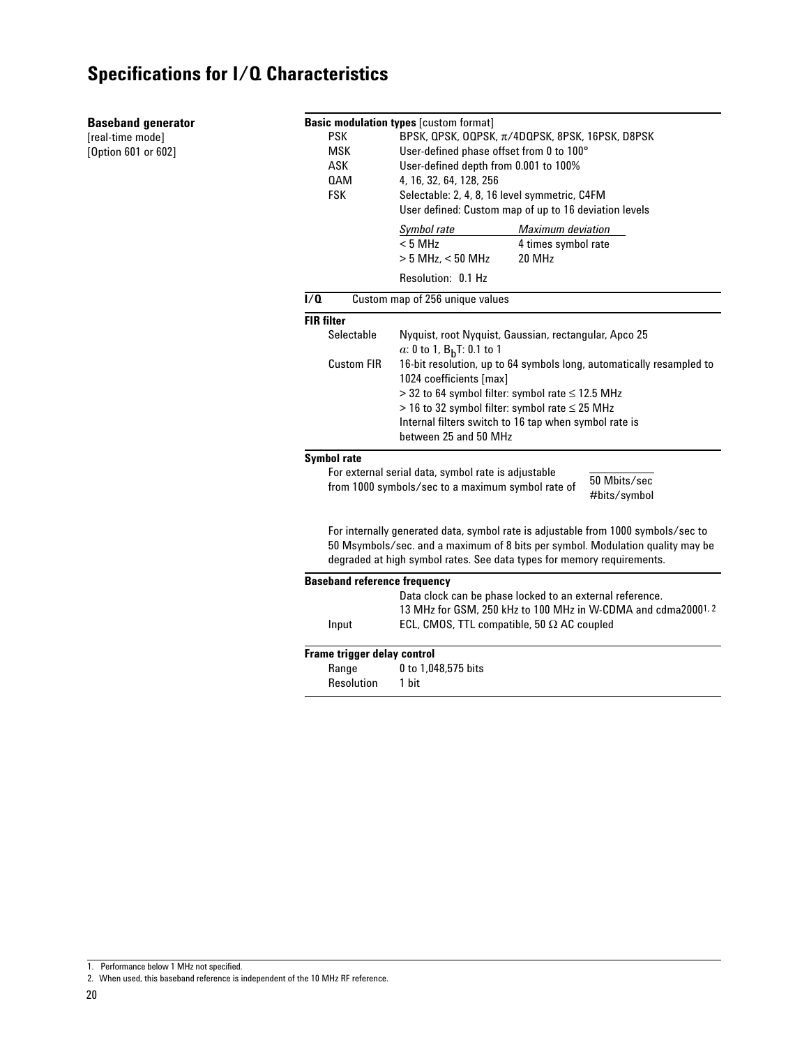# Specifications for I/Q Characteristics

**Baseband generator**
[real-time mode]
[Option 601 or 602]

**Basic modulation types** [custom format]

| | |
|---|---|
| PSK | BPSK, QPSK, OQPSK, $\pi$/4DQPSK, 8PSK, 16PSK, D8PSK |
| MSK | User-defined phase offset from 0 to 100° |
| ASK | User-defined depth from 0.001 to 100% |
| QAM | 4, 16, 32, 64, 128, 256 |
| FSK | Selectable: 2, 4, 8, 16 level symmetric, C4FM |
| | User defined: Custom map of up to 16 deviation levels |

| *Symbol rate* | *Maximum deviation* |
|---|---|
| < 5 MHz | 4 times symbol rate |
| > 5 MHz, < 50 MHz | 20 MHz |

Resolution: 0.1 Hz

**I/Q** Custom map of 256 unique values

**FIR filter**

| | |
|---|---|
| Selectable | Nyquist, root Nyquist, Gaussian, rectangular, Apco 25 |
| | $\alpha$: 0 to 1, $B_bT$: 0.1 to 1 |
| Custom FIR | 16-bit resolution, up to 64 symbols long, automatically resampled to 1024 coefficients [max] |
| | > 32 to 64 symbol filter: symbol rate ≤ 12.5 MHz |
| | > 16 to 32 symbol filter: symbol rate ≤ 25 MHz |
| | Internal filters switch to 16 tap when symbol rate is between 25 and 50 MHz |

**Symbol rate**

For external serial data, symbol rate is adjustable from 1000 symbols/sec to a maximum symbol rate of $\frac{\text{50 Mbits/sec}}{\text{\#bits/symbol}}$

For internally generated data, symbol rate is adjustable from 1000 symbols/sec to 50 Msymbols/sec. and a maximum of 8 bits per symbol. Modulation quality may be degraded at high symbol rates. See data types for memory requirements.

**Baseband reference frequency**

Data clock can be phase locked to an external reference.
13 MHz for GSM, 250 kHz to 100 MHz in W-CDMA and cdma2000[1, 2]

| | |
|---|---|
| Input | ECL, CMOS, TTL compatible, 50 Ω AC coupled |

**Frame trigger delay control**

| | |
|---|---|
| Range | 0 to 1,048,575 bits |
| Resolution | 1 bit |

1. Performance below 1 MHz not specified.
2. When used, this baseband reference is independent of the 10 MHz RF reference.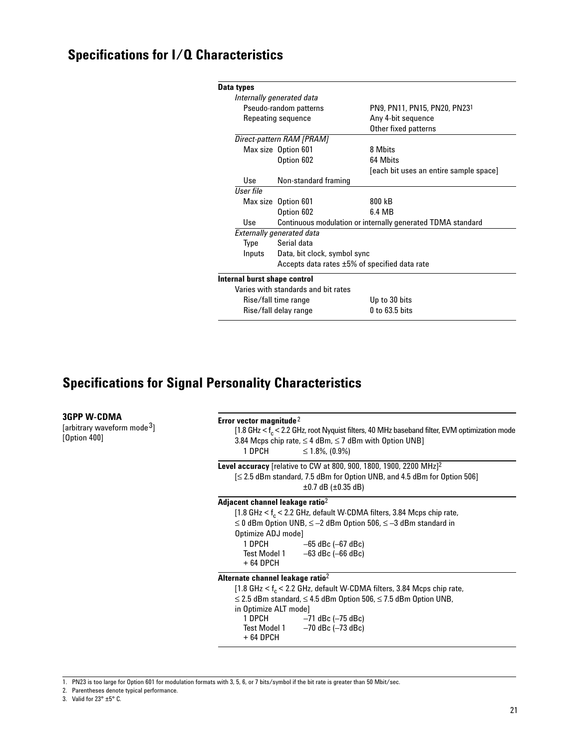## Specifications for I/Q Characteristics

| | | |
|---|---|---|
| **Data types** | | |
| *Internally generated data* | | |
| Pseudo-random patterns | | PN9, PN11, PN15, PN20, PN23[1] |
| Repeating sequence | | Any 4-bit sequence |
| | | Other fixed patterns |
| *Direct-pattern RAM [PRAM]* | | |
| Max size | Option 601 | 8 Mbits |
| | Option 602 | 64 Mbits |
| | | [each bit uses an entire sample space] |
| Use | Non-standard framing | |
| *User file* | | |
| Max size | Option 601 | 800 kB |
| | Option 602 | 6.4 MB |
| Use | Continuous modulation or internally generated TDMA standard | |
| *Externally generated data* | | |
| Type | Serial data | |
| Inputs | Data, bit clock, symbol sync | |
| | Accepts data rates ±5% of specified data rate | |
| **Internal burst shape control** | | |
| Varies with standards and bit rates | | |
| Rise/fall time range | | Up to 30 bits |
| Rise/fall delay range | | 0 to 63.5 bits |

## Specifications for Signal Personality Characteristics

### 3GPP W-CDMA

[arbitrary waveform mode[3]]
[Option 400]

**Error vector magnitude**[2]

[1.8 GHz < $f_c$ < 2.2 GHz, root Nyquist filters, 40 MHz baseband filter, EVM optimization mode 3.84 Mcps chip rate, ≤ 4 dBm, ≤ 7 dBm with Option UNB]

| | |
|---|---|
| 1 DPCH | ≤ 1.8%, (0.9%) |

**Level accuracy** [relative to CW at 800, 900, 1800, 1900, 2200 MHz][2]

[≤ 2.5 dBm standard, 7.5 dBm for Option UNB, and 4.5 dBm for Option 506]

±0.7 dB (±0.35 dB)

**Adjacent channel leakage ratio**[2]

[1.8 GHz < $f_c$ < 2.2 GHz, default W-CDMA filters, 3.84 Mcps chip rate, ≤ 0 dBm Option UNB, ≤ –2 dBm Option 506, ≤ –3 dBm standard in Optimize ADJ mode]

| | |
|---|---|
| 1 DPCH | –65 dBc (–67 dBc) |
| Test Model 1 + 64 DPCH | –63 dBc (–66 dBc) |

**Alternate channel leakage ratio**[2]

[1.8 GHz < $f_c$ < 2.2 GHz, default W-CDMA filters, 3.84 Mcps chip rate, ≤ 2.5 dBm standard, ≤ 4.5 dBm Option 506, ≤ 7.5 dBm Option UNB, in Optimize ALT mode]

| | |
|---|---|
| 1 DPCH | –71 dBc (–75 dBc) |
| Test Model 1 + 64 DPCH | –70 dBc (–73 dBc) |

1. PN23 is too large for Option 601 for modulation formats with 3, 5, 6, or 7 bits/symbol if the bit rate is greater than 50 Mbit/sec.
2. Parentheses denote typical performance.
3. Valid for 23° ±5° C.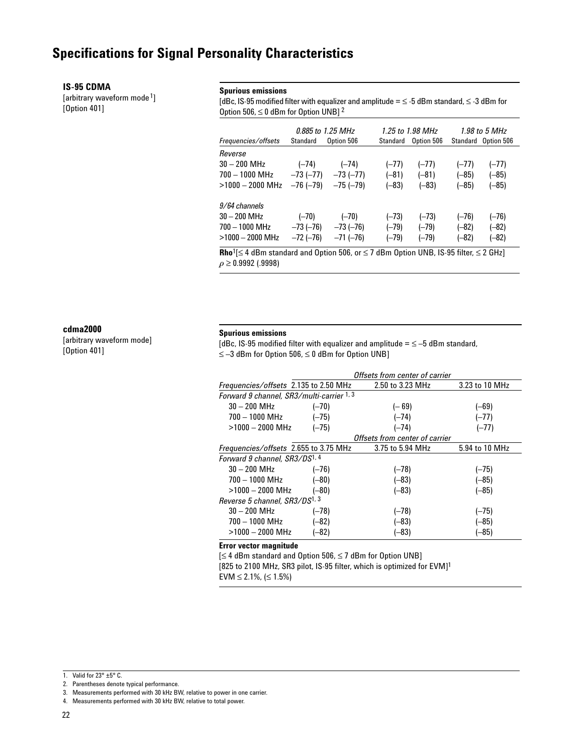# Specifications for Signal Personality Characteristics

**IS-95 CDMA**
[arbitrary waveform mode[1]]
[Option 401]

**Spurious emissions**
[dBc, IS-95 modified filter with equalizer and amplitude = ≤ -5 dBm standard, ≤ -3 dBm for Option 506, ≤ 0 dBm for Option UNB] [2]

| | *0.885 to 1.25 MHz* | | *1.25 to 1.98 MHz* | | *1.98 to 5 MHz* | |
|---|---|---|---|---|---|---|
| *Frequencies/offsets* | Standard | Option 506 | Standard | Option 506 | Standard | Option 506 |
| *Reverse* | | | | | | |
| 30 – 200 MHz | (–74) | (–74) | (–77) | (–77) | (–77) | (–77) |
| 700 – 1000 MHz | –73 (–77) | –73 (–77) | (–81) | (–81) | (–85) | (–85) |
| >1000 – 2000 MHz | –76 (–79) | –75 (–79) | (–83) | (–83) | (–85) | (–85) |
| *9/64 channels* | | | | | | |
| 30 – 200 MHz | (–70) | (–70) | (–73) | (–73) | (–76) | (–76) |
| 700 – 1000 MHz | –73 (–76) | –73 (–76) | (–79) | (–79) | (–82) | (–82) |
| >1000 – 2000 MHz | –72 (–76) | –71 (–76) | (–79) | (–79) | (–82) | (–82) |

**Rho**[1][≤ 4 dBm standard and Option 506, or ≤ 7 dBm Option UNB, IS-95 filter, ≤ 2 GHz]
$\rho \geq 0.9992$ (.9998)

**cdma2000**
[arbitrary waveform mode]
[Option 401]

**Spurious emissions**
[dBc, IS-95 modified filter with equalizer and amplitude = ≤ –5 dBm standard, ≤ –3 dBm for Option 506, ≤ 0 dBm for Option UNB]

| | *Offsets from center of carrier* | | |
|---|---|---|---|
| *Frequencies/offsets* | 2.135 to 2.50 MHz | 2.50 to 3.23 MHz | 3.23 to 10 MHz |
| *Forward 9 channel, SR3/multi-carrier* [1, 3] | | | |
| 30 – 200 MHz | (–70) | (– 69) | (–69) |
| 700 – 1000 MHz | (–75) | (–74) | (–77) |
| >1000 – 2000 MHz | (–75) | (–74) | (–77) |
| | *Offsets from center of carrier* | | |
| *Frequencies/offsets* | 2.655 to 3.75 MHz | 3.75 to 5.94 MHz | 5.94 to 10 MHz |
| *Forward 9 channel, SR3/DS*[1, 4] | | | |
| 30 – 200 MHz | (–76) | (–78) | (–75) |
| 700 – 1000 MHz | (–80) | (–83) | (–85) |
| >1000 – 2000 MHz | (–80) | (–83) | (–85) |
| *Reverse 5 channel, SR3/DS*[1, 3] | | | |
| 30 – 200 MHz | (–78) | (–78) | (–75) |
| 700 – 1000 MHz | (–82) | (–83) | (–85) |
| >1000 – 2000 MHz | (–82) | (–83) | (–85) |

**Error vector magnitude**
[≤ 4 dBm standard and Option 506, ≤ 7 dBm for Option UNB]
[825 to 2100 MHz, SR3 pilot, IS-95 filter, which is optimized for EVM][1]
EVM ≤ 2.1%, (≤ 1.5%)

1. Valid for 23° ±5° C.
2. Parentheses denote typical performance.
3. Measurements performed with 30 kHz BW, relative to power in one carrier.
4. Measurements performed with 30 kHz BW, relative to total power.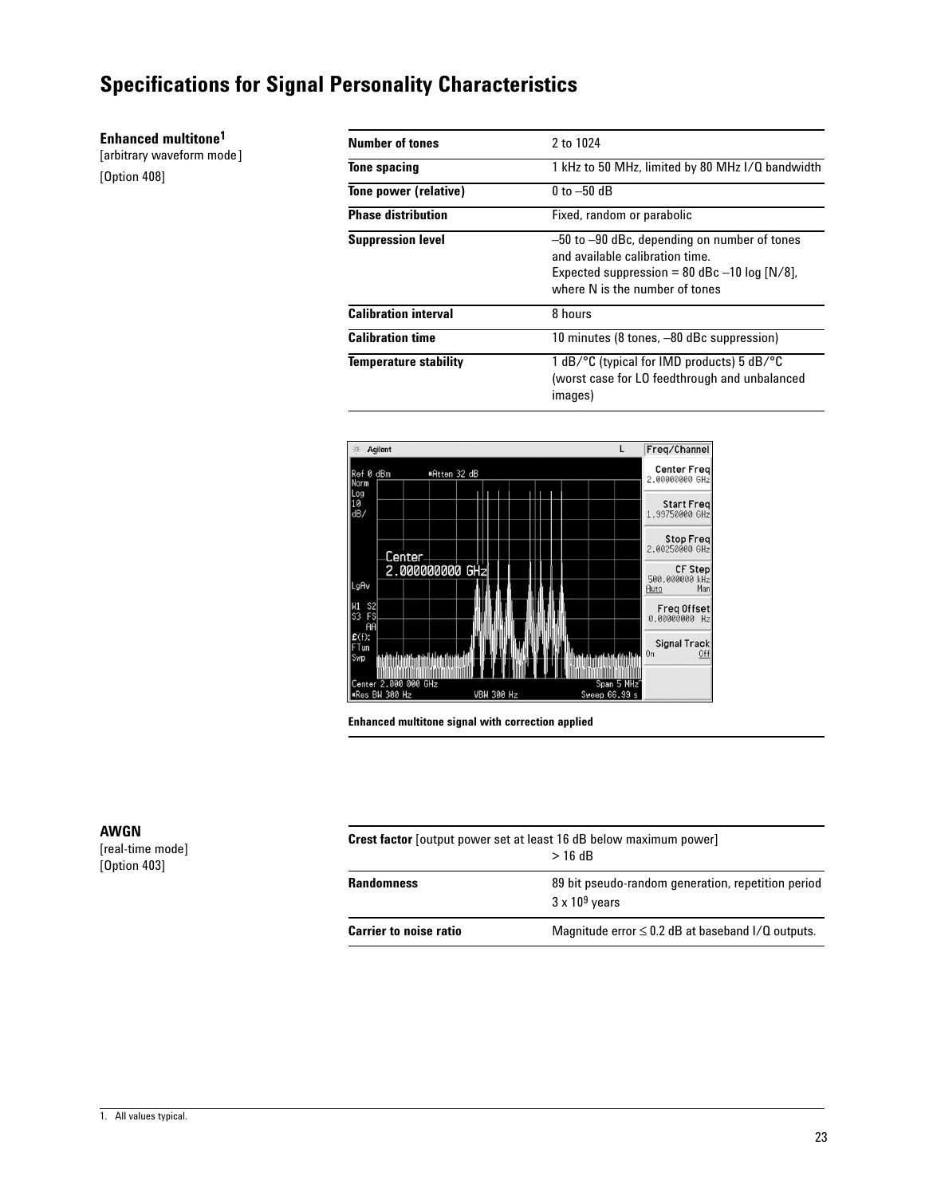# Specifications for Signal Personality Characteristics

**Enhanced multitone**[1]
[arbitrary waveform mode]
[Option 408]

| | |
|---|---|
| **Number of tones** | 2 to 1024 |
| **Tone spacing** | 1 kHz to 50 MHz, limited by 80 MHz I/Q bandwidth |
| **Tone power (relative)** | 0 to –50 dB |
| **Phase distribution** | Fixed, random or parabolic |
| **Suppression level** | –50 to –90 dBc, depending on number of tones and available calibration time. Expected suppression = 80 dBc –10 log [N/8], where N is the number of tones |
| **Calibration interval** | 8 hours |
| **Calibration time** | 10 minutes (8 tones, –80 dBc suppression) |
| **Temperature stability** | 1 dB/°C (typical for IMD products) 5 dB/°C (worst case for LO feedthrough and unbalanced images) |

Enhanced multitone signal with correction applied

**AWGN**
[real-time mode]
[Option 403]

| | |
|---|---|
| **Crest factor** [output power set at least 16 dB below maximum power] | > 16 dB |
| **Randomness** | 89 bit pseudo-random generation, repetition period $3 \times 10^9$ years |
| **Carrier to noise ratio** | Magnitude error ≤ 0.2 dB at baseband I/Q outputs. |

1. All values typical.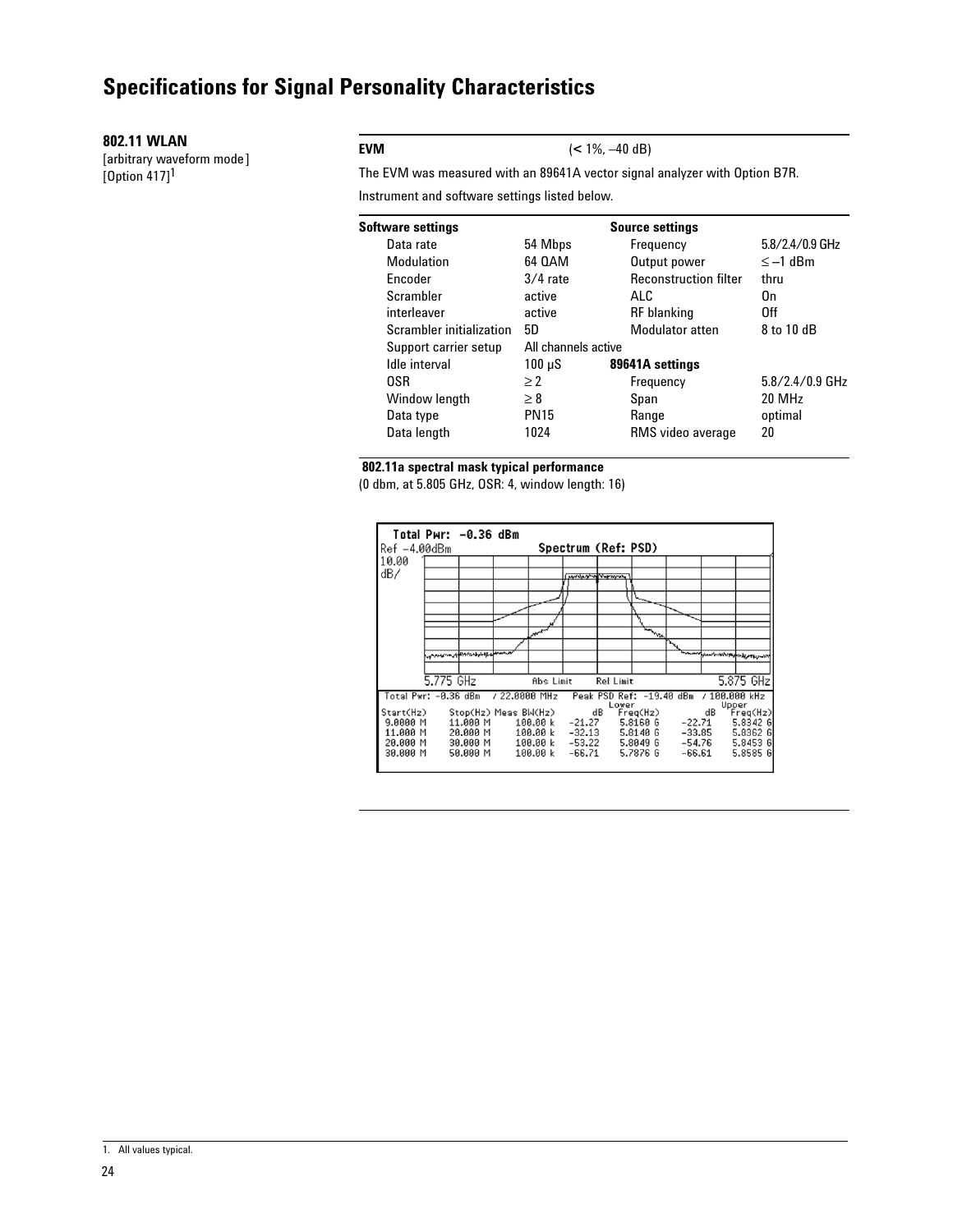# Specifications for Signal Personality Characteristics

**802.11 WLAN**
[arbitrary waveform mode]
[Option 417][1]

**EVM** (< 1%, –40 dB)

The EVM was measured with an 89641A vector signal analyzer with Option B7R.

Instrument and software settings listed below.

| Software settings | | Source settings | |
|---|---|---|---|
| Data rate | 54 Mbps | Frequency | 5.8/2.4/0.9 GHz |
| Modulation | 64 QAM | Output power | ≤ –1 dBm |
| Encoder | 3/4 rate | Reconstruction filter | thru |
| Scrambler | active | ALC | On |
| interleaver | active | RF blanking | Off |
| Scrambler initialization | 5D | Modulator atten | 8 to 10 dB |
| Support carrier setup | All channels active | | |
| Idle interval | 100 µS | **89641A settings** | |
| OSR | ≥ 2 | Frequency | 5.8/2.4/0.9 GHz |
| Window length | ≥ 8 | Span | 20 MHz |
| Data type | PN15 | Range | optimal |
| Data length | 1024 | RMS video average | 20 |

**802.11a spectral mask typical performance**
(0 dbm, at 5.805 GHz, OSR: 4, window length: 16)

Total Pwr: –0.36 dBm
Ref –4.00dBm Spectrum (Ref: PSD)
10.00 dB/
5.775 GHz Abs Limit Rel Limit 5.875 GHz

Total Pwr: –0.36 dBm / 22.0000 MHz Peak PSD Ref: –19.40 dBm / 100.000 kHz

| Start(Hz) | Stop(Hz) | Meas BW(Hz) | Lower dB | Lower Freq(Hz) | Upper dB | Upper Freq(Hz) |
|---|---|---|---|---|---|---|
| 9.0000 M | 11.000 M | 100.00 k | –21.27 | 5.8160 G | –22.71 | 5.8342 G |
| 11.000 M | 20.000 M | 100.00 k | –32.13 | 5.8140 G | –33.85 | 5.8362 G |
| 20.000 M | 30.000 M | 100.00 k | –53.22 | 5.8049 G | –54.76 | 5.8453 G |
| 30.000 M | 50.000 M | 100.00 k | –66.71 | 5.7876 G | –66.61 | 5.8585 G |

1. All values typical.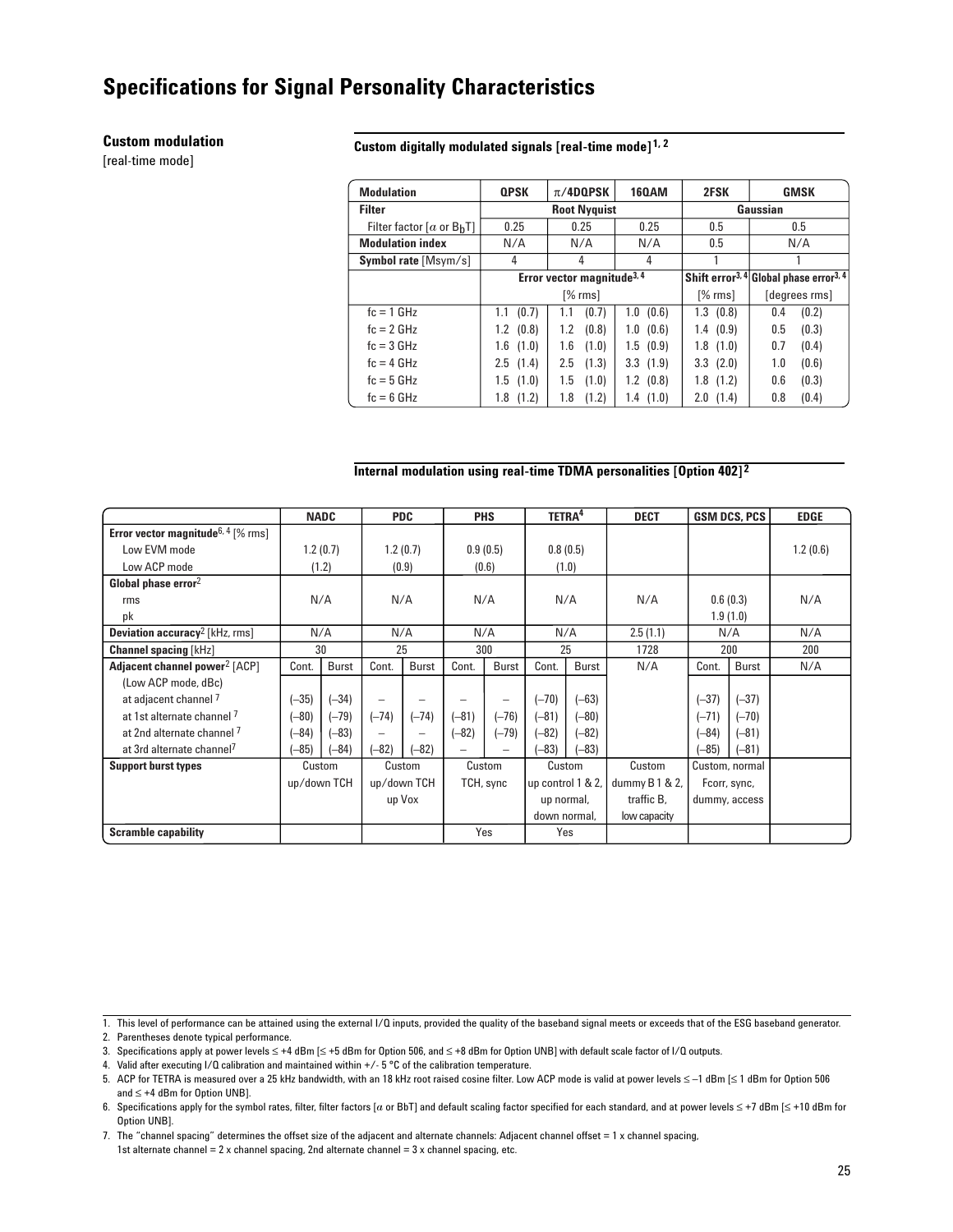# Specifications for Signal Personality Characteristics

## Custom modulation

[real-time mode]

### Custom digitally modulated signals [real-time mode][1, 2]

| Modulation | QPSK | π/4DQPSK | 16QAM | 2FSK | GMSK |
|---|---|---|---|---|---|
| **Filter** | Root Nyquist | | | Gaussian | |
| Filter factor [α or $B_bT$] | 0.25 | 0.25 | 0.25 | 0.5 | 0.5 |
| **Modulation index** | N/A | N/A | N/A | 0.5 | N/A |
| **Symbol rate** [Msym/s] | 4 | 4 | 4 | 1 | 1 |
| | Error vector magnitude[3, 4] [% rms] | | | Shift error[3, 4] [% rms] | Global phase error[3, 4] [degrees rms] |
| fc = 1 GHz | 1.1 (0.7) | 1.1 (0.7) | 1.0 (0.6) | 1.3 (0.8) | 0.4 (0.2) |
| fc = 2 GHz | 1.2 (0.8) | 1.2 (0.8) | 1.0 (0.6) | 1.4 (0.9) | 0.5 (0.3) |
| fc = 3 GHz | 1.6 (1.0) | 1.6 (1.0) | 1.5 (0.9) | 1.8 (1.0) | 0.7 (0.4) |
| fc = 4 GHz | 2.5 (1.4) | 2.5 (1.3) | 3.3 (1.9) | 3.3 (2.0) | 1.0 (0.6) |
| fc = 5 GHz | 1.5 (1.0) | 1.5 (1.0) | 1.2 (0.8) | 1.8 (1.2) | 0.6 (0.3) |
| fc = 6 GHz | 1.8 (1.2) | 1.8 (1.2) | 1.4 (1.0) | 2.0 (1.4) | 0.8 (0.4) |

### Internal modulation using real-time TDMA personalities [Option 402][2]

| | NADC | | PDC | | PHS | | TETRA[4] | | DECT | GSM DCS, PCS | | EDGE |
|---|---|---|---|---|---|---|---|---|---|---|---|---|
| **Error vector magnitude**[6, 4] [% rms] | | | | | | | | | | | | |
| Low EVM mode | 1.2 (0.7) | | 1.2 (0.7) | | 0.9 (0.5) | | 0.8 (0.5) | | | | | 1.2 (0.6) |
| Low ACP mode | (1.2) | | (0.9) | | (0.6) | | (1.0) | | | | | |
| **Global phase error**[2] | | | | | | | | | | | | |
| rms | N/A | | N/A | | N/A | | N/A | | N/A | 0.6 (0.3) | | N/A |
| pk | | | | | | | | | | 1.9 (1.0) | | |
| **Deviation accuracy**[2] [kHz, rms] | N/A | | N/A | | N/A | | N/A | | 2.5 (1.1) | N/A | | N/A |
| **Channel spacing** [kHz] | 30 | | 25 | | 300 | | 25 | | 1728 | 200 | | 200 |
| **Adjacent channel power**[2] [ACP] | Cont. | Burst | Cont. | Burst | Cont. | Burst | Cont. | Burst | N/A | Cont. | Burst | N/A |
| (Low ACP mode, dBc) | | | | | | | | | | | | |
| at adjacent channel [7] | (–35) | (–34) | – | – | – | – | (–70) | (–63) | | (–37) | (–37) | |
| at 1st alternate channel [7] | (–80) | (–79) | (–74) | (–74) | (–81) | (–76) | (–81) | (–80) | | (–71) | (–70) | |
| at 2nd alternate channel [7] | (–84) | (–83) | – | – | (–82) | (–79) | (–82) | (–82) | | (–84) | (–81) | |
| at 3rd alternate channel[7] | (–85) | (–84) | (–82) | (–82) | – | – | (–83) | (–83) | | (–85) | (–81) | |
| **Support burst types** | Custom up/down TCH | | Custom up/down TCH up Vox | | Custom TCH, sync | | Custom up control 1 & 2, up normal, down normal, | | Custom dummy B 1 & 2, traffic B, low capacity | Custom, normal Fcorr, sync, dummy, access | | |
| **Scramble capability** | | | | | Yes | | Yes | | | | | |

1. This level of performance can be attained using the external I/Q inputs, provided the quality of the baseband signal meets or exceeds that of the ESG baseband generator.
2. Parentheses denote typical performance.
3. Specifications apply at power levels ≤ +4 dBm [≤ +5 dBm for Option 506, and ≤ +8 dBm for Option UNB] with default scale factor of I/Q outputs.
4. Valid after executing I/Q calibration and maintained within +/- 5 °C of the calibration temperature.
5. ACP for TETRA is measured over a 25 kHz bandwidth, with an 18 kHz root raised cosine filter. Low ACP mode is valid at power levels ≤ –1 dBm [≤ 1 dBm for Option 506 and ≤ +4 dBm for Option UNB].
6. Specifications apply for the symbol rates, filter, filter factors [α or BbT] and default scaling factor specified for each standard, and at power levels ≤ +7 dBm [≤ +10 dBm for Option UNB].
7. The "channel spacing" determines the offset size of the adjacent and alternate channels: Adjacent channel offset = 1 x channel spacing, 1st alternate channel = 2 x channel spacing, 2nd alternate channel = 3 x channel spacing, etc.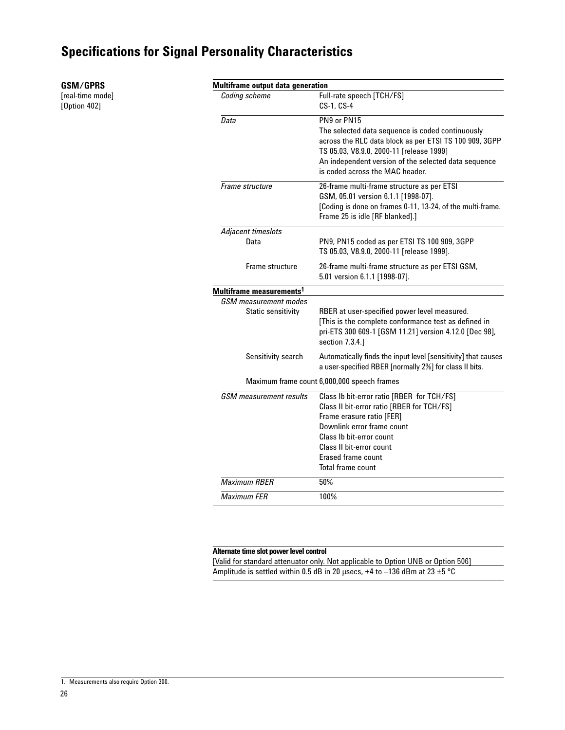# Specifications for Signal Personality Characteristics

**GSM/GPRS**
[real-time mode]
[Option 402]

| **Multiframe output data generation** | |
|---|---|
| *Coding scheme* | Full-rate speech [TCH/FS]<br>CS-1, CS-4 |
| *Data* | PN9 or PN15<br>The selected data sequence is coded continuously across the RLC data block as per ETSI TS 100 909, 3GPP TS 05.03, V8.9.0, 2000-11 [release 1999]<br>An independent version of the selected data sequence is coded across the MAC header. |
| *Frame structure* | 26-frame multi-frame structure as per ETSI GSM, 05.01 version 6.1.1 [1998-07].<br>[Coding is done on frames 0-11, 13-24, of the multi-frame. Frame 25 is idle [RF blanked].] |
| *Adjacent timeslots* | |
| Data | PN9, PN15 coded as per ETSI TS 100 909, 3GPP TS 05.03, V8.9.0, 2000-11 [release 1999]. |
| Frame structure | 26-frame multi-frame structure as per ETSI GSM, 5.01 version 6.1.1 [1998-07]. |
| **Multiframe measurements[1]** | |
| *GSM measurement modes* | |
| Static sensitivity | RBER at user-specified power level measured.<br>[This is the complete conformance test as defined in pri-ETS 300 609-1 [GSM 11.21] version 4.12.0 [Dec 98], section 7.3.4.] |
| Sensitivity search | Automatically finds the input level [sensitivity] that causes a user-specified RBER [normally 2%] for class II bits. |
| Maximum frame count | 6,000,000 speech frames |
| *GSM measurement results* | Class Ib bit-error ratio [RBER for TCH/FS]<br>Class II bit-error ratio [RBER for TCH/FS]<br>Frame erasure ratio [FER]<br>Downlink error frame count<br>Class Ib bit-error count<br>Class II bit-error count<br>Erased frame count<br>Total frame count |
| *Maximum RBER* | 50% |
| *Maximum FER* | 100% |

**Alternate time slot power level control**

[Valid for standard attenuator only. Not applicable to Option UNB or Option 506]

Amplitude is settled within 0.5 dB in 20 μsecs, +4 to –136 dBm at 23 ±5 °C

1. Measurements also require Option 300.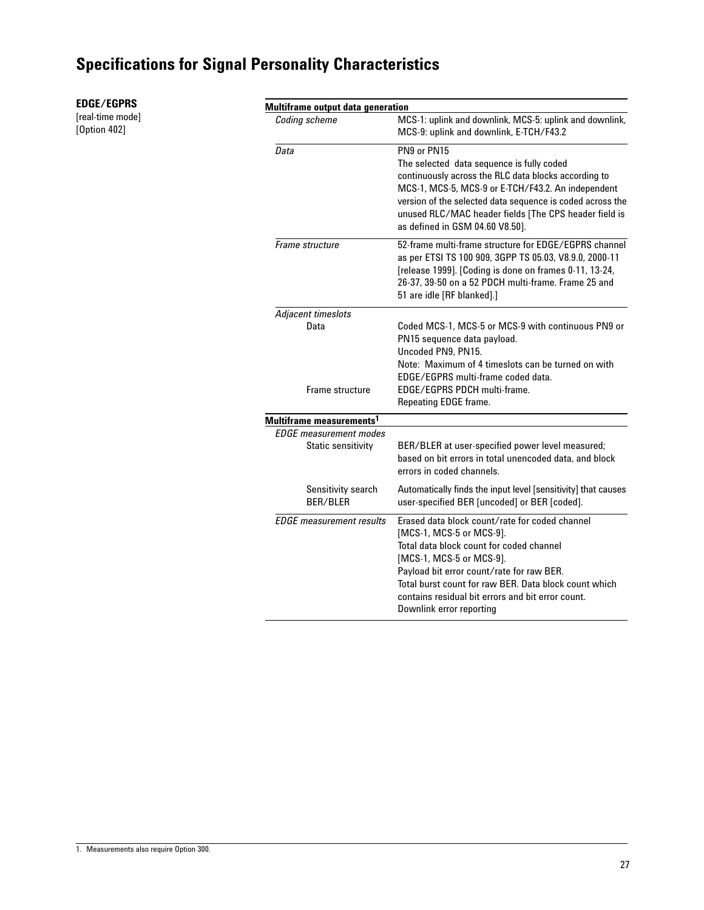# Specifications for Signal Personality Characteristics

**EDGE/EGPRS**
[real-time mode]
[Option 402]

| **Multiframe output data generation** | |
|---|---|
| *Coding scheme* | MCS-1: uplink and downlink, MCS-5: uplink and downlink, MCS-9: uplink and downlink, E-TCH/F43.2 |
| *Data* | PN9 or PN15<br>The selected data sequence is fully coded continuously across the RLC data blocks according to MCS-1, MCS-5, MCS-9 or E-TCH/F43.2. An independent version of the selected data sequence is coded across the unused RLC/MAC header fields [The CPS header field is as defined in GSM 04.60 V8.50]. |
| *Frame structure* | 52-frame multi-frame structure for EDGE/EGPRS channel as per ETSI TS 100 909, 3GPP TS 05.03, V8.9.0, 2000-11 [release 1999]. [Coding is done on frames 0-11, 13-24, 26-37, 39-50 on a 52 PDCH multi-frame. Frame 25 and 51 are idle [RF blanked].] |
| *Adjacent timeslots* | |
| Data | Coded MCS-1, MCS-5 or MCS-9 with continuous PN9 or PN15 sequence data payload.<br>Uncoded PN9, PN15.<br>Note: Maximum of 4 timeslots can be turned on with EDGE/EGPRS multi-frame coded data. |
| Frame structure | EDGE/EGPRS PDCH multi-frame.<br>Repeating EDGE frame. |
| **Multiframe measurements[1]** | |
| *EDGE measurement modes* | |
| Static sensitivity | BER/BLER at user-specified power level measured; based on bit errors in total unencoded data, and block errors in coded channels. |
| Sensitivity search BER/BLER | Automatically finds the input level [sensitivity] that causes user-specified BER [uncoded] or BER [coded]. |
| *EDGE measurement results* | Erased data block count/rate for coded channel [MCS-1, MCS-5 or MCS-9].<br>Total data block count for coded channel [MCS-1, MCS-5 or MCS-9].<br>Payload bit error count/rate for raw BER.<br>Total burst count for raw BER. Data block count which contains residual bit errors and bit error count.<br>Downlink error reporting |

1. Measurements also require Option 300.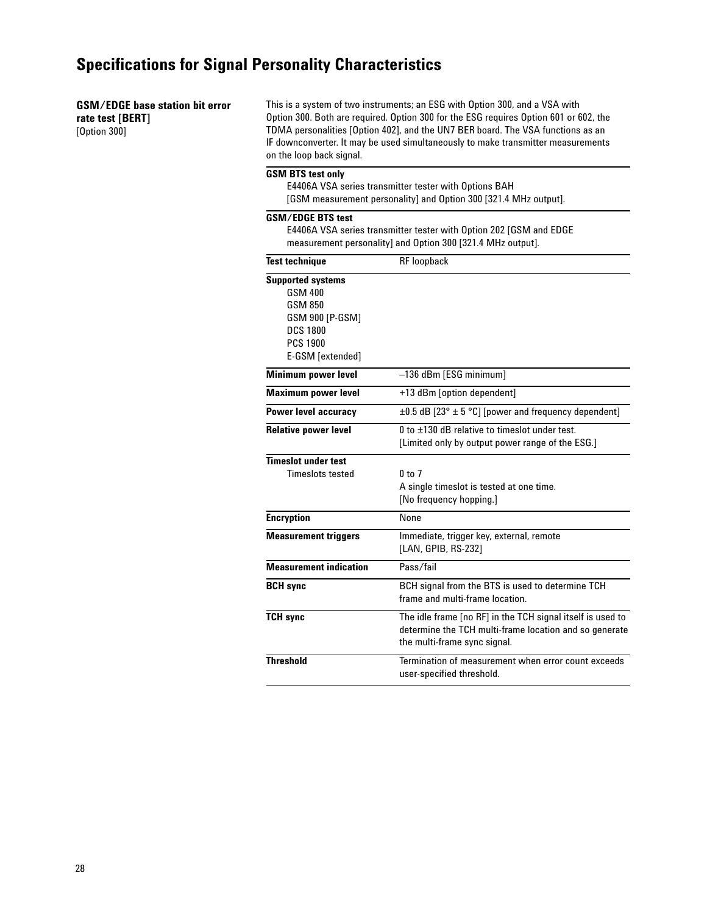# Specifications for Signal Personality Characteristics

**GSM/EDGE base station bit error rate test [BERT]**
[Option 300]

This is a system of two instruments; an ESG with Option 300, and a VSA with Option 300. Both are required. Option 300 for the ESG requires Option 601 or 602, the TDMA personalities [Option 402], and the UN7 BER board. The VSA functions as an IF downconverter. It may be used simultaneously to make transmitter measurements on the loop back signal.

**GSM BTS test only**
E4406A VSA series transmitter tester with Options BAH [GSM measurement personality] and Option 300 [321.4 MHz output].

**GSM/EDGE BTS test**
E4406A VSA series transmitter tester with Option 202 [GSM and EDGE measurement personality] and Option 300 [321.4 MHz output].

| | |
|---|---|
| **Test technique** | RF loopback |
| **Supported systems**<br>GSM 400<br>GSM 850<br>GSM 900 [P-GSM]<br>DCS 1800<br>PCS 1900<br>E-GSM [extended] | |
| **Minimum power level** | –136 dBm [ESG minimum] |
| **Maximum power level** | +13 dBm [option dependent] |
| **Power level accuracy** | ±0.5 dB [23° ± 5 °C] [power and frequency dependent] |
| **Relative power level** | 0 to ±130 dB relative to timeslot under test.<br>[Limited only by output power range of the ESG.] |
| **Timeslot under test**<br>Timeslots tested | <br>0 to 7<br>A single timeslot is tested at one time.<br>[No frequency hopping.] |
| **Encryption** | None |
| **Measurement triggers** | Immediate, trigger key, external, remote<br>[LAN, GPIB, RS-232] |
| **Measurement indication** | Pass/fail |
| **BCH sync** | BCH signal from the BTS is used to determine TCH frame and multi-frame location. |
| **TCH sync** | The idle frame [no RF] in the TCH signal itself is used to determine the TCH multi-frame location and so generate the multi-frame sync signal. |
| **Threshold** | Termination of measurement when error count exceeds user-specified threshold. |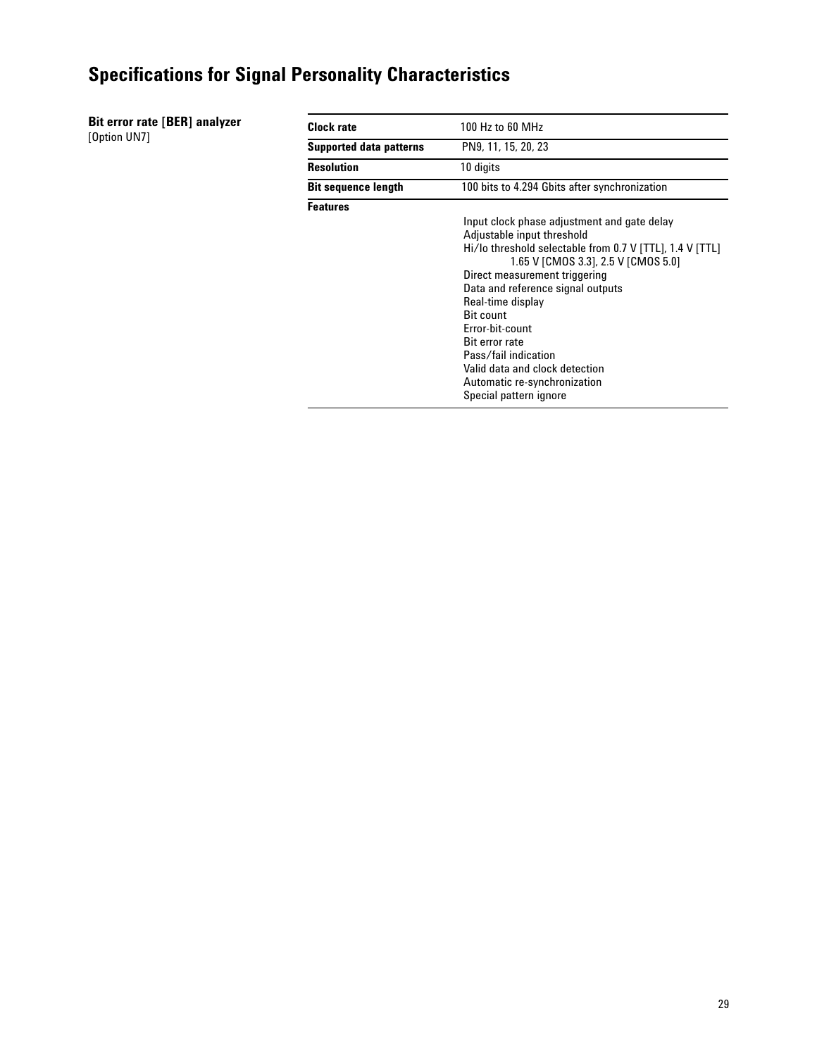# Specifications for Signal Personality Characteristics

**Bit error rate [BER] analyzer**
[Option UN7]

| | |
|---|---|
| **Clock rate** | 100 Hz to 60 MHz |
| **Supported data patterns** | PN9, 11, 15, 20, 23 |
| **Resolution** | 10 digits |
| **Bit sequence length** | 100 bits to 4.294 Gbits after synchronization |
| **Features** | Input clock phase adjustment and gate delay<br>Adjustable input threshold<br>Hi/lo threshold selectable from 0.7 V [TTL], 1.4 V [TTL] 1.65 V [CMOS 3.3], 2.5 V [CMOS 5.0]<br>Direct measurement triggering<br>Data and reference signal outputs<br>Real-time display<br>Bit count<br>Error-bit-count<br>Bit error rate<br>Pass/fail indication<br>Valid data and clock detection<br>Automatic re-synchronization<br>Special pattern ignore |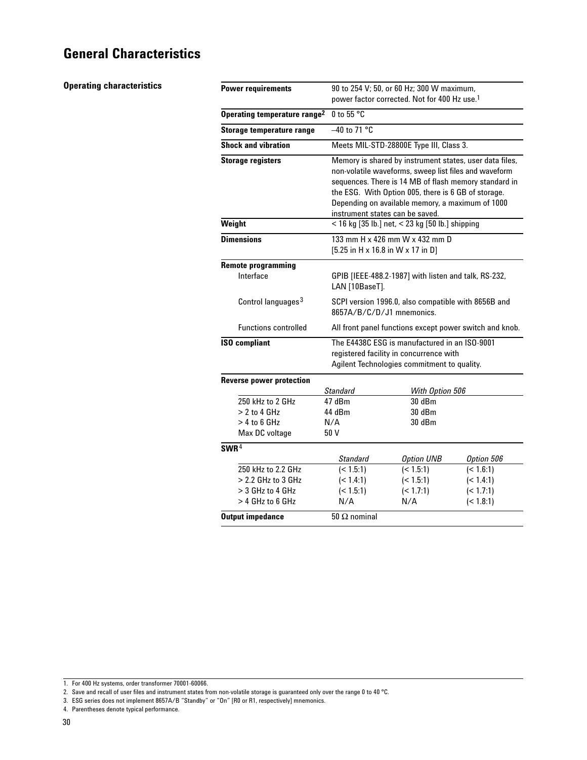# General Characteristics

## Operating characteristics

| | |
|---|---|
| **Power requirements** | 90 to 254 V; 50, or 60 Hz; 300 W maximum, power factor corrected. Not for 400 Hz use.[1] |
| **Operating temperature range[2]** | 0 to 55 °C |
| **Storage temperature range** | –40 to 71 °C |
| **Shock and vibration** | Meets MIL-STD-28800E Type III, Class 3. |
| **Storage registers** | Memory is shared by instrument states, user data files, non-volatile waveforms, sweep list files and waveform sequences. There is 14 MB of flash memory standard in the ESG. With Option 005, there is 6 GB of storage. Depending on available memory, a maximum of 1000 instrument states can be saved. |
| **Weight** | < 16 kg [35 lb.] net, < 23 kg [50 lb.] shipping |
| **Dimensions** | 133 mm H x 426 mm W x 432 mm D [5.25 in H x 16.8 in W x 17 in D] |
| **Remote programming** | |
| Interface | GPIB [IEEE-488.2-1987] with listen and talk, RS-232, LAN [10BaseT]. |
| Control languages[3] | SCPI version 1996.0, also compatible with 8656B and 8657A/B/C/D/J1 mnemonics. |
| Functions controlled | All front panel functions except power switch and knob. |
| **ISO compliant** | The E4438C ESG is manufactured in an ISO-9001 registered facility in concurrence with Agilent Technologies commitment to quality. |

**Reverse power protection**

| | *Standard* | *With Option 506* |
|---|---|---|
| 250 kHz to 2 GHz | 47 dBm | 30 dBm |
| > 2 to 4 GHz | 44 dBm | 30 dBm |
| > 4 to 6 GHz | N/A | 30 dBm |
| Max DC voltage | 50 V | |

**SWR[4]**

| | *Standard* | *Option UNB* | *Option 506* |
|---|---|---|---|
| 250 kHz to 2.2 GHz | (< 1.5:1) | (< 1.5:1) | (< 1.6:1) |
| > 2.2 GHz to 3 GHz | (< 1.4:1) | (< 1.5:1) | (< 1.4:1) |
| > 3 GHz to 4 GHz | (< 1.5:1) | (< 1.7:1) | (< 1.7:1) |
| > 4 GHz to 6 GHz | N/A | N/A | (< 1.8:1) |

**Output impedance** 50 Ω nominal

1. For 400 Hz systems, order transformer 70001-60066.
2. Save and recall of user files and instrument states from non-volatile storage is guaranteed only over the range 0 to 40 °C.
3. ESG series does not implement 8657A/B "Standby" or "On" [R0 or R1, respectively] mnemonics.
4. Parentheses denote typical performance.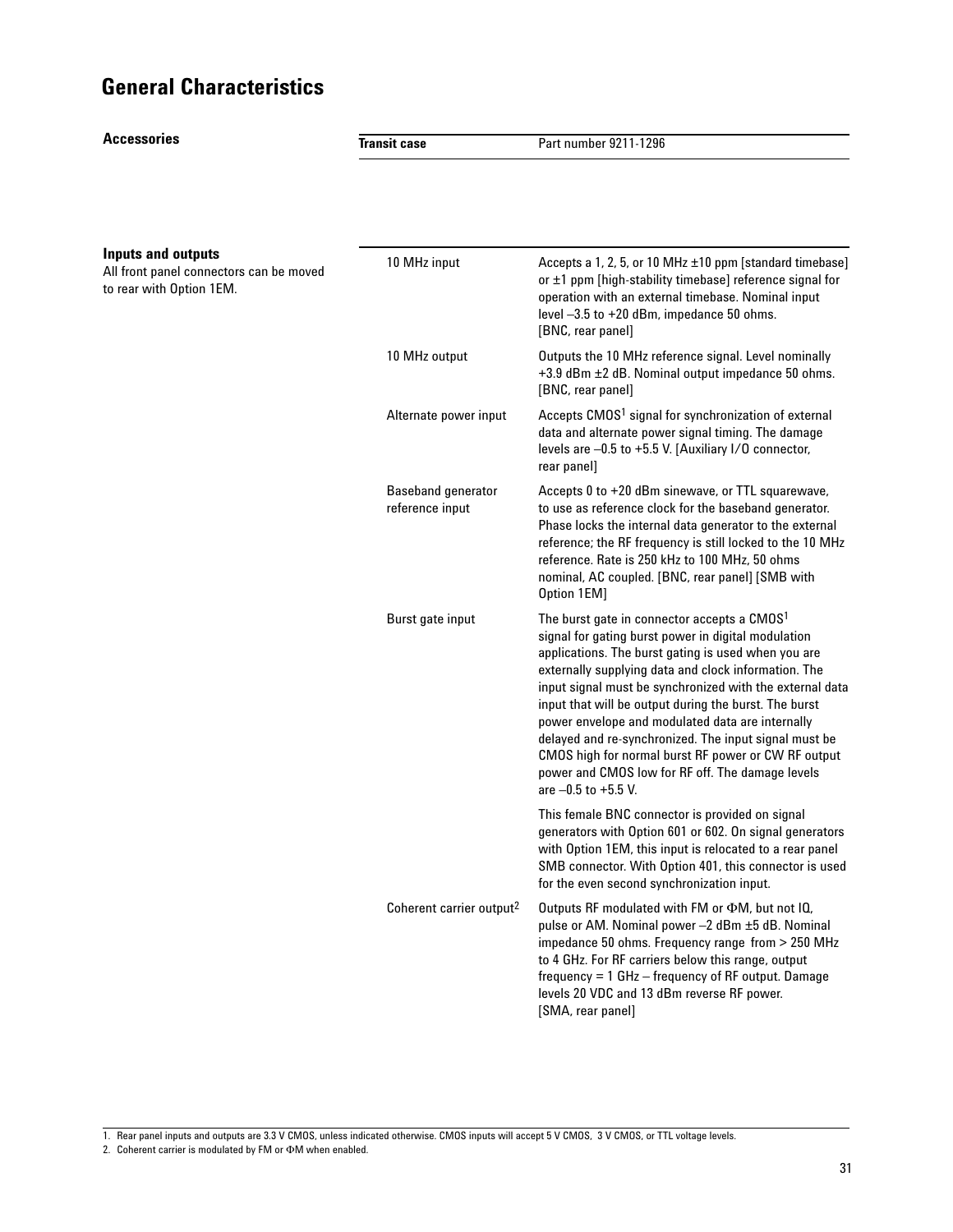# General Characteristics

**Accessories**

| **Transit case** | Part number 9211-1296 |
|---|---|

**Inputs and outputs**

All front panel connectors can be moved to rear with Option 1EM.

| | |
|---|---|
| 10 MHz input | Accepts a 1, 2, 5, or 10 MHz ±10 ppm [standard timebase] or ±1 ppm [high-stability timebase] reference signal for operation with an external timebase. Nominal input level –3.5 to +20 dBm, impedance 50 ohms. [BNC, rear panel] |
| 10 MHz output | Outputs the 10 MHz reference signal. Level nominally +3.9 dBm ±2 dB. Nominal output impedance 50 ohms. [BNC, rear panel] |
| Alternate power input | Accepts CMOS[1] signal for synchronization of external data and alternate power signal timing. The damage levels are –0.5 to +5.5 V. [Auxiliary I/O connector, rear panel] |
| Baseband generator reference input | Accepts 0 to +20 dBm sinewave, or TTL squarewave, to use as reference clock for the baseband generator. Phase locks the internal data generator to the external reference; the RF frequency is still locked to the 10 MHz reference. Rate is 250 kHz to 100 MHz, 50 ohms nominal, AC coupled. [BNC, rear panel] [SMB with Option 1EM] |
| Burst gate input | The burst gate in connector accepts a CMOS[1] signal for gating burst power in digital modulation applications. The burst gating is used when you are externally supplying data and clock information. The input signal must be synchronized with the external data input that will be output during the burst. The burst power envelope and modulated data are internally delayed and re-synchronized. The input signal must be CMOS high for normal burst RF power or CW RF output power and CMOS low for RF off. The damage levels are –0.5 to +5.5 V.<br><br>This female BNC connector is provided on signal generators with Option 601 or 602. On signal generators with Option 1EM, this input is relocated to a rear panel SMB connector. With Option 401, this connector is used for the even second synchronization input. |
| Coherent carrier output[2] | Outputs RF modulated with FM or ΦM, but not IQ, pulse or AM. Nominal power –2 dBm ±5 dB. Nominal impedance 50 ohms. Frequency range from > 250 MHz to 4 GHz. For RF carriers below this range, output frequency = 1 GHz – frequency of RF output. Damage levels 20 VDC and 13 dBm reverse RF power. [SMA, rear panel] |

1. Rear panel inputs and outputs are 3.3 V CMOS, unless indicated otherwise. CMOS inputs will accept 5 V CMOS, 3 V CMOS, or TTL voltage levels.
2. Coherent carrier is modulated by FM or ΦM when enabled.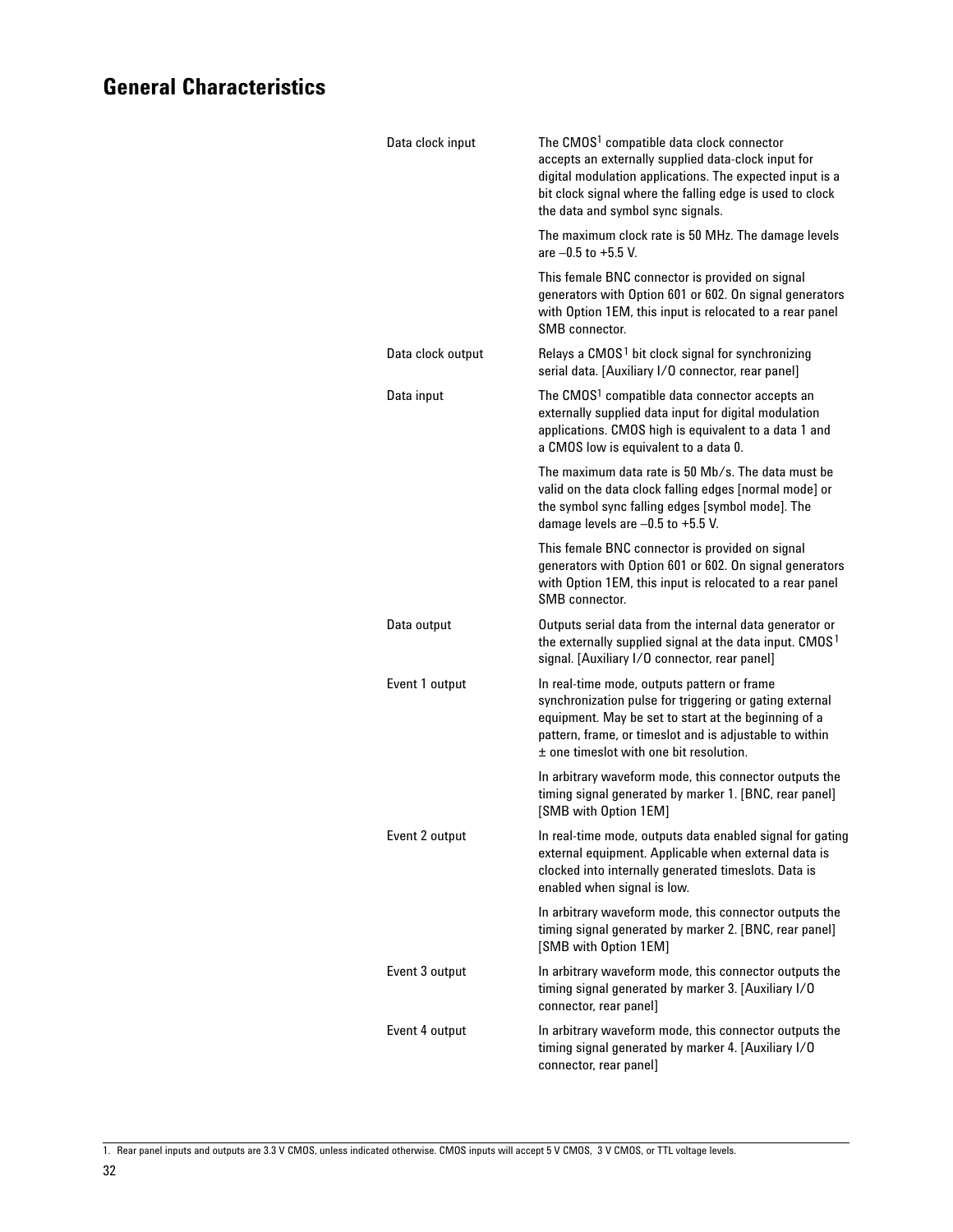# General Characteristics

| | |
|---|---|
| Data clock input | The CMOS[1] compatible data clock connector accepts an externally supplied data-clock input for digital modulation applications. The expected input is a bit clock signal where the falling edge is used to clock the data and symbol sync signals.<br><br>The maximum clock rate is 50 MHz. The damage levels are –0.5 to +5.5 V.<br><br>This female BNC connector is provided on signal generators with Option 601 or 602. On signal generators with Option 1EM, this input is relocated to a rear panel SMB connector. |
| Data clock output | Relays a CMOS[1] bit clock signal for synchronizing serial data. [Auxiliary I/O connector, rear panel] |
| Data input | The CMOS[1] compatible data connector accepts an externally supplied data input for digital modulation applications. CMOS high is equivalent to a data 1 and a CMOS low is equivalent to a data 0.<br><br>The maximum data rate is 50 Mb/s. The data must be valid on the data clock falling edges [normal mode] or the symbol sync falling edges [symbol mode]. The damage levels are –0.5 to +5.5 V.<br><br>This female BNC connector is provided on signal generators with Option 601 or 602. On signal generators with Option 1EM, this input is relocated to a rear panel SMB connector. |
| Data output | Outputs serial data from the internal data generator or the externally supplied signal at the data input. CMOS[1] signal. [Auxiliary I/O connector, rear panel] |
| Event 1 output | In real-time mode, outputs pattern or frame synchronization pulse for triggering or gating external equipment. May be set to start at the beginning of a pattern, frame, or timeslot and is adjustable to within ± one timeslot with one bit resolution.<br><br>In arbitrary waveform mode, this connector outputs the timing signal generated by marker 1. [BNC, rear panel] [SMB with Option 1EM] |
| Event 2 output | In real-time mode, outputs data enabled signal for gating external equipment. Applicable when external data is clocked into internally generated timeslots. Data is enabled when signal is low.<br><br>In arbitrary waveform mode, this connector outputs the timing signal generated by marker 2. [BNC, rear panel] [SMB with Option 1EM] |
| Event 3 output | In arbitrary waveform mode, this connector outputs the timing signal generated by marker 3. [Auxiliary I/O connector, rear panel] |
| Event 4 output | In arbitrary waveform mode, this connector outputs the timing signal generated by marker 4. [Auxiliary I/O connector, rear panel] |

1. Rear panel inputs and outputs are 3.3 V CMOS, unless indicated otherwise. CMOS inputs will accept 5 V CMOS, 3 V CMOS, or TTL voltage levels.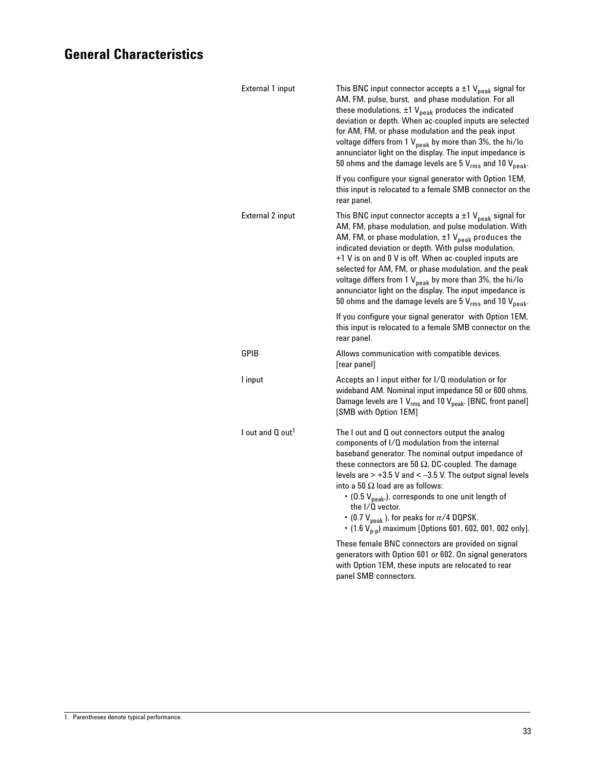# General Characteristics

| | |
|---|---|
| External 1 input | This BNC input connector accepts a ±1 $V_{peak}$ signal for AM, FM, pulse, burst, and phase modulation. For all these modulations, ±1 $V_{peak}$ produces the indicated deviation or depth. When ac-coupled inputs are selected for AM, FM, or phase modulation and the peak input voltage differs from 1 $V_{peak}$ by more than 3%, the hi/lo annunciator light on the display. The input impedance is 50 ohms and the damage levels are 5 $V_{rms}$ and 10 $V_{peak}$.<br><br>If you configure your signal generator with Option 1EM, this input is relocated to a female SMB connector on the rear panel. |
| External 2 input | This BNC input connector accepts a ±1 $V_{peak}$ signal for AM, FM, phase modulation, and pulse modulation. With AM, FM, or phase modulation, ±1 $V_{peak}$ produces the indicated deviation or depth. With pulse modulation, +1 V is on and 0 V is off. When ac-coupled inputs are selected for AM, FM, or phase modulation, and the peak voltage differs from 1 $V_{peak}$ by more than 3%, the hi/lo annunciator light on the display. The input impedance is 50 ohms and the damage levels are 5 $V_{rms}$ and 10 $V_{peak}$.<br><br>If you configure your signal generator with Option 1EM, this input is relocated to a female SMB connector on the rear panel. |
| GPIB | Allows communication with compatible devices. [rear panel] |
| I input | Accepts an I input either for I/Q modulation or for wideband AM. Nominal input impedance 50 or 600 ohms. Damage levels are 1 $V_{rms}$ and 10 $V_{peak}$. [BNC, front panel] [SMB with Option 1EM] |
| I out and Q out[1] | The I out and Q out connectors output the analog components of I/Q modulation from the internal baseband generator. The nominal output impedance of these connectors are 50 Ω, DC-coupled. The damage levels are > +3.5 V and < –3.5 V. The output signal levels into a 50 Ω load are as follows:<br>• (0.5 $V_{peak}$,), corresponds to one unit length of the I/Q vector.<br>• (0.7 $V_{peak}$ ), for peaks for $\pi/4$ DQPSK.<br>• (1.6 $V_{p\text{-}p}$) maximum [Options 601, 602, 001, 002 only].<br><br>These female BNC connectors are provided on signal generators with Option 601 or 602. On signal generators with Option 1EM, these inputs are relocated to rear panel SMB connectors. |

1. Parentheses denote typical performance.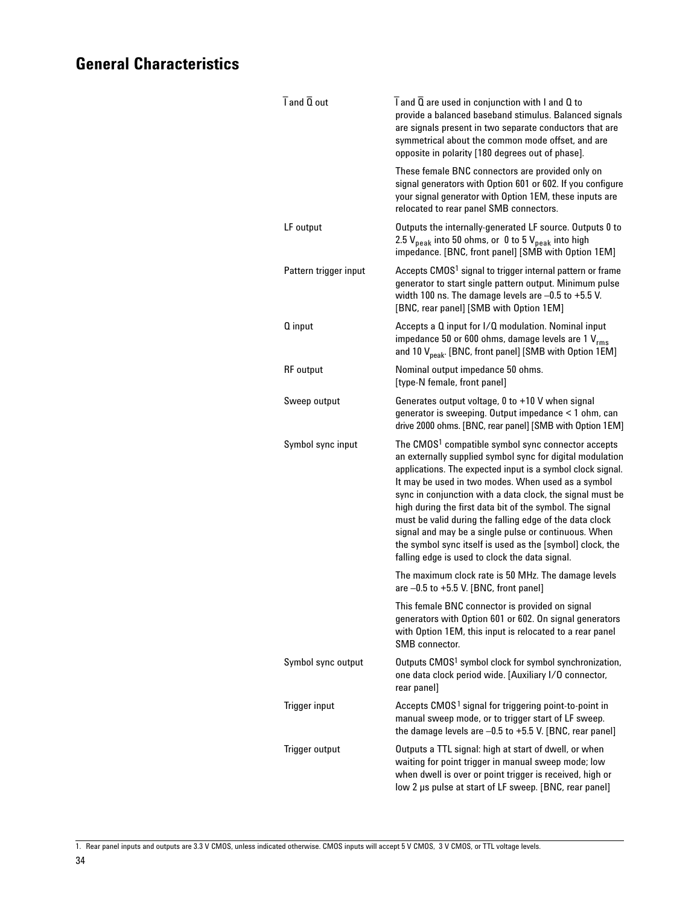## General Characteristics

| | |
|---|---|
| $\overline{I}$ and $\overline{Q}$ out | $\overline{I}$ and $\overline{Q}$ are used in conjunction with I and Q to provide a balanced baseband stimulus. Balanced signals are signals present in two separate conductors that are symmetrical about the common mode offset, and are opposite in polarity [180 degrees out of phase].<br><br>These female BNC connectors are provided only on signal generators with Option 601 or 602. If you configure your signal generator with Option 1EM, these inputs are relocated to rear panel SMB connectors. |
| LF output | Outputs the internally-generated LF source. Outputs 0 to 2.5 $V_{peak}$ into 50 ohms, or 0 to 5 $V_{peak}$ into high impedance. [BNC, front panel] [SMB with Option 1EM] |
| Pattern trigger input | Accepts CMOS[1] signal to trigger internal pattern or frame generator to start single pattern output. Minimum pulse width 100 ns. The damage levels are –0.5 to +5.5 V. [BNC, rear panel] [SMB with Option 1EM] |
| Q input | Accepts a Q input for I/Q modulation. Nominal input impedance 50 or 600 ohms, damage levels are 1 $V_{rms}$ and 10 $V_{peak}$. [BNC, front panel] [SMB with Option 1EM] |
| RF output | Nominal output impedance 50 ohms. [type-N female, front panel] |
| Sweep output | Generates output voltage, 0 to +10 V when signal generator is sweeping. Output impedance < 1 ohm, can drive 2000 ohms. [BNC, rear panel] [SMB with Option 1EM] |
| Symbol sync input | The CMOS[1] compatible symbol sync connector accepts an externally supplied symbol sync for digital modulation applications. The expected input is a symbol clock signal. It may be used in two modes. When used as a symbol sync in conjunction with a data clock, the signal must be high during the first data bit of the symbol. The signal must be valid during the falling edge of the data clock signal and may be a single pulse or continuous. When the symbol sync itself is used as the [symbol] clock, the falling edge is used to clock the data signal.<br><br>The maximum clock rate is 50 MHz. The damage levels are –0.5 to +5.5 V. [BNC, front panel]<br><br>This female BNC connector is provided on signal generators with Option 601 or 602. On signal generators with Option 1EM, this input is relocated to a rear panel SMB connector. |
| Symbol sync output | Outputs CMOS[1] symbol clock for symbol synchronization, one data clock period wide. [Auxiliary I/O connector, rear panel] |
| Trigger input | Accepts CMOS[1] signal for triggering point-to-point in manual sweep mode, or to trigger start of LF sweep. the damage levels are –0.5 to +5.5 V. [BNC, rear panel] |
| Trigger output | Outputs a TTL signal: high at start of dwell, or when waiting for point trigger in manual sweep mode; low when dwell is over or point trigger is received, high or low 2 μs pulse at start of LF sweep. [BNC, rear panel] |

1. Rear panel inputs and outputs are 3.3 V CMOS, unless indicated otherwise. CMOS inputs will accept 5 V CMOS, 3 V CMOS, or TTL voltage levels.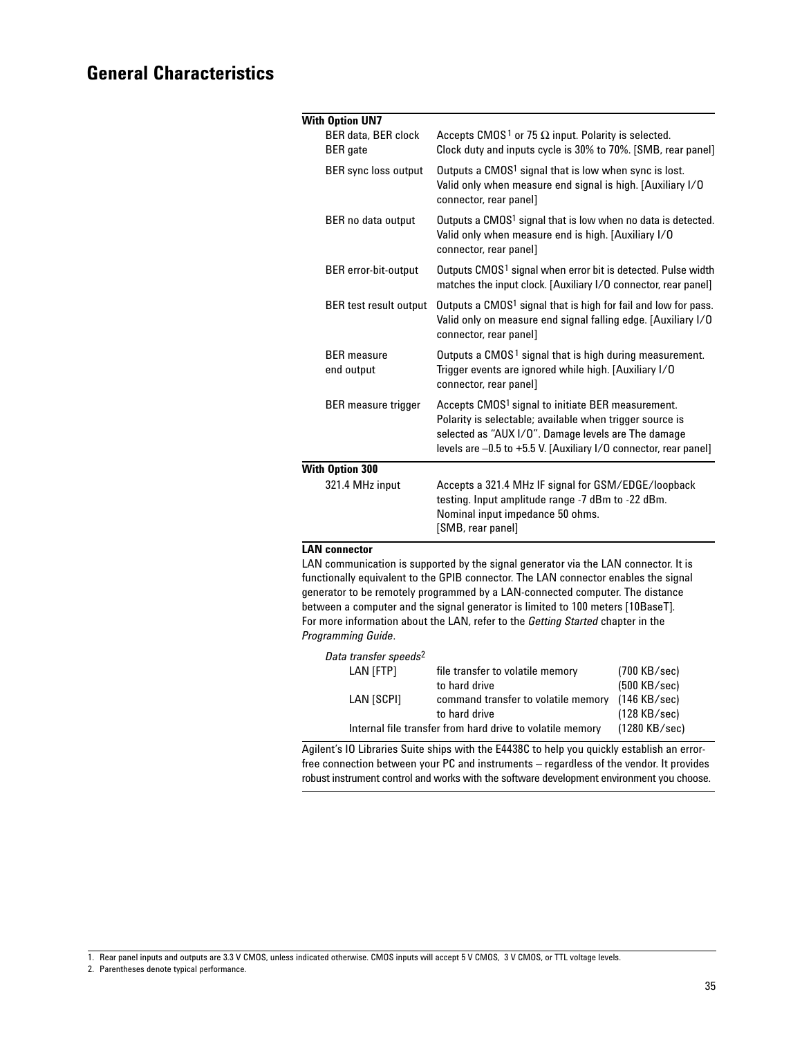## General Characteristics

| | |
|---|---|
| **With Option UN7** | |
| BER data, BER clock BER gate | Accepts CMOS[1] or 75 Ω input. Polarity is selected. Clock duty and inputs cycle is 30% to 70%. [SMB, rear panel] |
| BER sync loss output | Outputs a CMOS[1] signal that is low when sync is lost. Valid only when measure end signal is high. [Auxiliary I/O connector, rear panel] |
| BER no data output | Outputs a CMOS[1] signal that is low when no data is detected. Valid only when measure end is high. [Auxiliary I/O connector, rear panel] |
| BER error-bit-output | Outputs CMOS[1] signal when error bit is detected. Pulse width matches the input clock. [Auxiliary I/O connector, rear panel] |
| BER test result output | Outputs a CMOS[1] signal that is high for fail and low for pass. Valid only on measure end signal falling edge. [Auxiliary I/O connector, rear panel] |
| BER measure end output | Outputs a CMOS[1] signal that is high during measurement. Trigger events are ignored while high. [Auxiliary I/O connector, rear panel] |
| BER measure trigger | Accepts CMOS[1] signal to initiate BER measurement. Polarity is selectable; available when trigger source is selected as "AUX I/O". Damage levels are The damage levels are –0.5 to +5.5 V. [Auxiliary I/O connector, rear panel] |
| **With Option 300** | |
| 321.4 MHz input | Accepts a 321.4 MHz IF signal for GSM/EDGE/loopback testing. Input amplitude range -7 dBm to -22 dBm. Nominal input impedance 50 ohms. [SMB, rear panel] |

**LAN connector**

LAN communication is supported by the signal generator via the LAN connector. It is functionally equivalent to the GPIB connector. The LAN connector enables the signal generator to be remotely programmed by a LAN-connected computer. The distance between a computer and the signal generator is limited to 100 meters [10BaseT]. For more information about the LAN, refer to the *Getting Started* chapter in the *Programming Guide*.

*Data transfer speeds*[2]

| | | |
|---|---|---|
| LAN [FTP] | file transfer to volatile memory | (700 KB/sec) |
| | to hard drive | (500 KB/sec) |
| LAN [SCPI] | command transfer to volatile memory | (146 KB/sec) |
| | to hard drive | (128 KB/sec) |
| Internal file transfer from hard drive to volatile memory | | (1280 KB/sec) |

Agilent's IO Libraries Suite ships with the E4438C to help you quickly establish an error-free connection between your PC and instruments – regardless of the vendor. It provides robust instrument control and works with the software development environment you choose.

1. Rear panel inputs and outputs are 3.3 V CMOS, unless indicated otherwise. CMOS inputs will accept 5 V CMOS, 3 V CMOS, or TTL voltage levels.
2. Parentheses denote typical performance.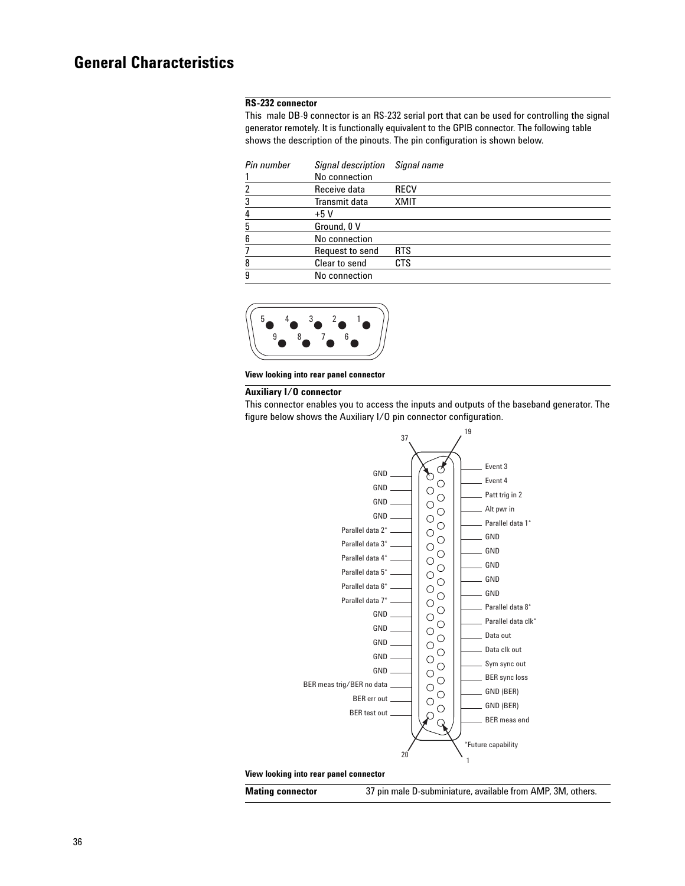# General Characteristics

**RS-232 connector**

This male DB-9 connector is an RS-232 serial port that can be used for controlling the signal generator remotely. It is functionally equivalent to the GPIB connector. The following table shows the description of the pinouts. The pin configuration is shown below.

| *Pin number* | *Signal description* | *Signal name* |
|---|---|---|
| 1 | No connection | |
| 2 | Receive data | RECV |
| 3 | Transmit data | XMIT |
| 4 | +5 V | |
| 5 | Ground, 0 V | |
| 6 | No connection | |
| 7 | Request to send | RTS |
| 8 | Clear to send | CTS |
| 9 | No connection | |

**View looking into rear panel connector**

**Auxiliary I/O connector**

This connector enables you to access the inputs and outputs of the baseband generator. The figure below shows the Auxiliary I/O pin connector configuration.

| Pins 20–37 (left column) | Pins 19–1 (right column) |
|---|---|
| GND | Event 3 |
| GND | Event 4 |
| GND | Patt trig in 2 |
| GND | Alt pwr in |
| Parallel data 2* | Parallel data 1* |
| Parallel data 3* | GND |
| Parallel data 4* | GND |
| Parallel data 5* | GND |
| Parallel data 6* | GND |
| Parallel data 7* | GND |
| GND | Parallel data 8* |
| GND | Parallel data clk* |
| GND | Data out |
| GND | Data clk out |
| GND | Sym sync out |
| BER meas trig/BER no data | BER sync loss |
| BER err out | GND (BER) |
| BER test out | GND (BER) |
| | BER meas end |

*Future capability

**View looking into rear panel connector**

| **Mating connector** | 37 pin male D-subminiature, available from AMP, 3M, others. |
|---|---|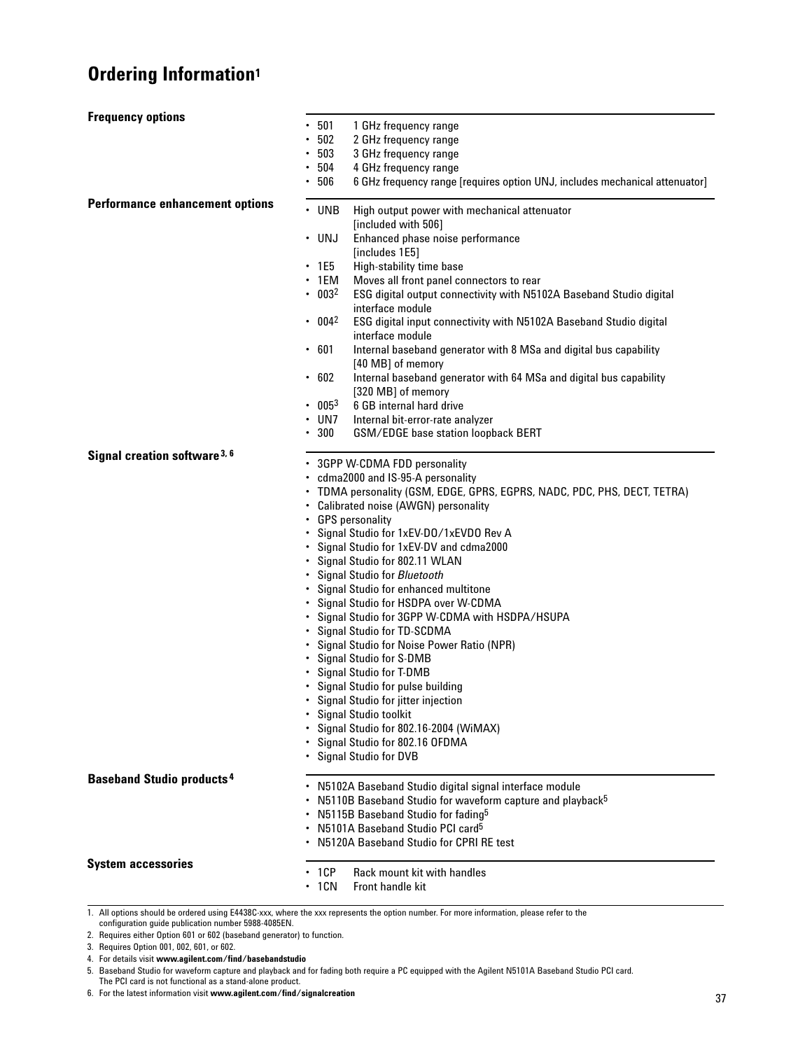# Ordering Information[1]

## Frequency options

- 501 1 GHz frequency range
- 502 2 GHz frequency range
- 503 3 GHz frequency range
- 504 4 GHz frequency range
- 506 6 GHz frequency range [requires option UNJ, includes mechanical attenuator]

## Performance enhancement options

- UNB High output power with mechanical attenuator [included with 506]
- UNJ Enhanced phase noise performance [includes 1E5]
- 1E5 High-stability time base
- 1EM Moves all front panel connectors to rear
- 003[2] ESG digital output connectivity with N5102A Baseband Studio digital interface module
- 004[2] ESG digital input connectivity with N5102A Baseband Studio digital interface module
- 601 Internal baseband generator with 8 MSa and digital bus capability [40 MB] of memory
- 602 Internal baseband generator with 64 MSa and digital bus capability [320 MB] of memory
- 005[3] 6 GB internal hard drive
- UN7 Internal bit-error-rate analyzer
- 300 GSM/EDGE base station loopback BERT

## Signal creation software[3, 6]

- 3GPP W-CDMA FDD personality
- cdma2000 and IS-95-A personality
- TDMA personality (GSM, EDGE, GPRS, EGPRS, NADC, PDC, PHS, DECT, TETRA)
- Calibrated noise (AWGN) personality
- GPS personality
- Signal Studio for 1xEV-DO/1xEVDO Rev A
- Signal Studio for 1xEV-DV and cdma2000
- Signal Studio for 802.11 WLAN
- Signal Studio for *Bluetooth*
- Signal Studio for enhanced multitone
- Signal Studio for HSDPA over W-CDMA
- Signal Studio for 3GPP W-CDMA with HSDPA/HSUPA
- Signal Studio for TD-SCDMA
- Signal Studio for Noise Power Ratio (NPR)
- Signal Studio for S-DMB
- Signal Studio for T-DMB
- Signal Studio for pulse building
- Signal Studio for jitter injection
- Signal Studio toolkit
- Signal Studio for 802.16-2004 (WiMAX)
- Signal Studio for 802.16 OFDMA
- Signal Studio for DVB

## Baseband Studio products[4]

- N5102A Baseband Studio digital signal interface module
- N5110B Baseband Studio for waveform capture and playback[5]
- N5115B Baseband Studio for fading[5]
- N5101A Baseband Studio PCI card[5]
- N5120A Baseband Studio for CPRI RE test

## System accessories

- 1CP Rack mount kit with handles
- 1CN Front handle kit

---

1. All options should be ordered using E4438C-xxx, where the xxx represents the option number. For more information, please refer to the configuration guide publication number 5988-4085EN.
2. Requires either Option 601 or 602 (baseband generator) to function.
3. Requires Option 001, 002, 601, or 602.
4. For details visit **www.agilent.com/find/basebandstudio**
5. Baseband Studio for waveform capture and playback and for fading both require a PC equipped with the Agilent N5101A Baseband Studio PCI card. The PCI card is not functional as a stand-alone product.
6. For the latest information visit **www.agilent.com/find/signalcreation**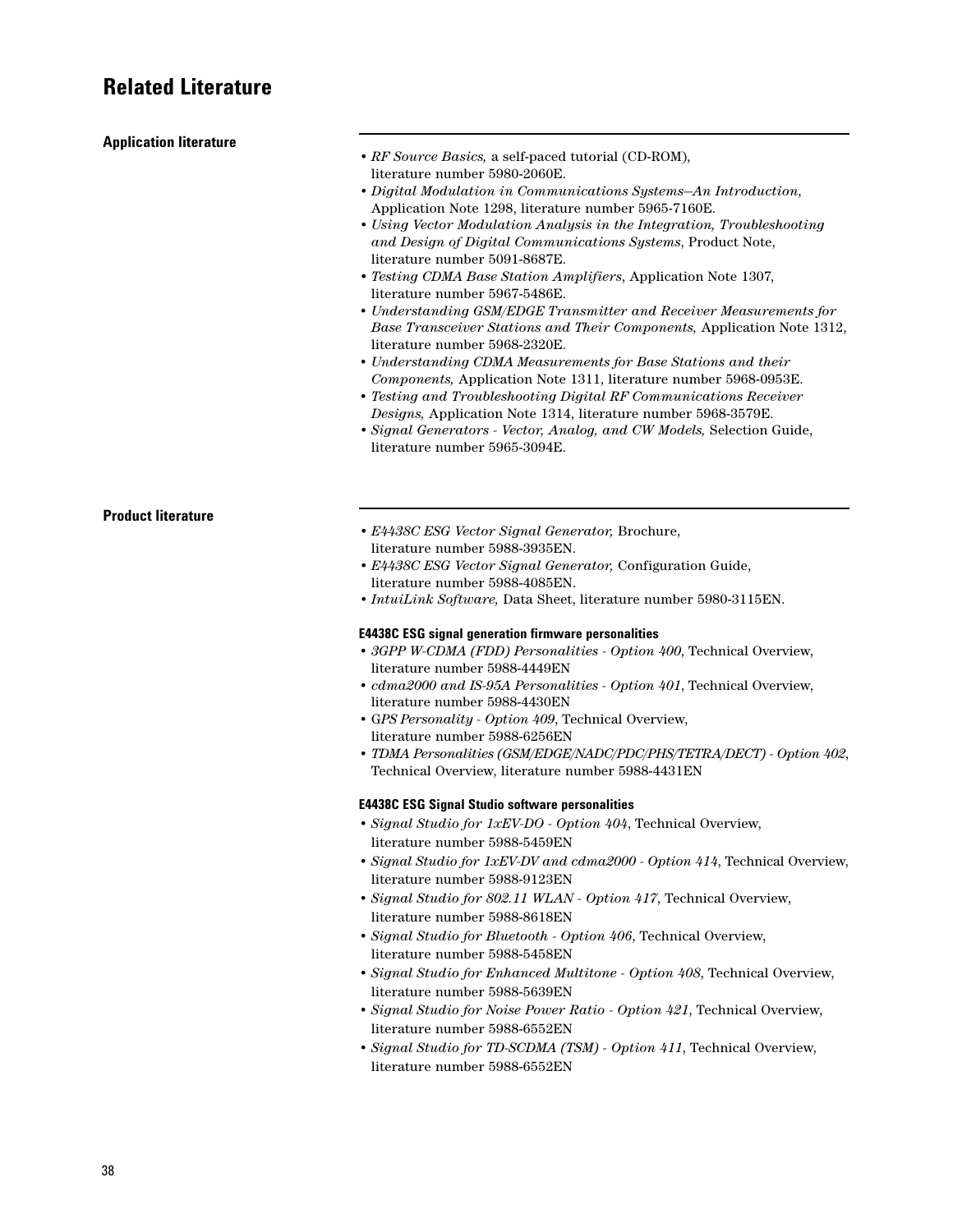# Related Literature

## Application literature

- *RF Source Basics,* a self-paced tutorial (CD-ROM), literature number 5980-2060E.
- *Digital Modulation in Communications Systems–An Introduction*, Application Note 1298, literature number 5965-7160E.
- *Using Vector Modulation Analysis in the Integration, Troubleshooting and Design of Digital Communications Systems*, Product Note, literature number 5091-8687E.
- *Testing CDMA Base Station Amplifiers*, Application Note 1307, literature number 5967-5486E.
- *Understanding GSM/EDGE Transmitter and Receiver Measurements for Base Transceiver Stations and Their Components,* Application Note 1312, literature number 5968-2320E.
- *Understanding CDMA Measurements for Base Stations and their Components,* Application Note 1311, literature number 5968-0953E.
- *Testing and Troubleshooting Digital RF Communications Receiver Designs,* Application Note 1314, literature number 5968-3579E.
- *Signal Generators - Vector, Analog, and CW Models,* Selection Guide, literature number 5965-3094E.

## Product literature

- *E4438C ESG Vector Signal Generator,* Brochure, literature number 5988-3935EN.
- *E4438C ESG Vector Signal Generator,* Configuration Guide, literature number 5988-4085EN.
- *IntuiLink Software,* Data Sheet, literature number 5980-3115EN.

### E4438C ESG signal generation firmware personalities

- *3GPP W-CDMA (FDD) Personalities - Option 400*, Technical Overview, literature number 5988-4449EN
- *cdma2000 and IS-95A Personalities - Option 401*, Technical Overview, literature number 5988-4430EN
- G*PS Personality - Option 409*, Technical Overview, literature number 5988-6256EN
- *TDMA Personalities (GSM/EDGE/NADC/PDC/PHS/TETRA/DECT) - Option 402*, Technical Overview, literature number 5988-4431EN

### E4438C ESG Signal Studio software personalities

- *Signal Studio for 1xEV-DO - Option 404*, Technical Overview, literature number 5988-5459EN
- *Signal Studio for 1xEV-DV and cdma2000 - Option 414*, Technical Overview, literature number 5988-9123EN
- *Signal Studio for 802.11 WLAN - Option 417*, Technical Overview, literature number 5988-8618EN
- *Signal Studio for Bluetooth - Option 406*, Technical Overview, literature number 5988-5458EN
- *Signal Studio for Enhanced Multitone - Option 408*, Technical Overview, literature number 5988-5639EN
- *Signal Studio for Noise Power Ratio - Option 421*, Technical Overview, literature number 5988-6552EN
- *Signal Studio for TD-SCDMA (TSM) - Option 411*, Technical Overview, literature number 5988-6552EN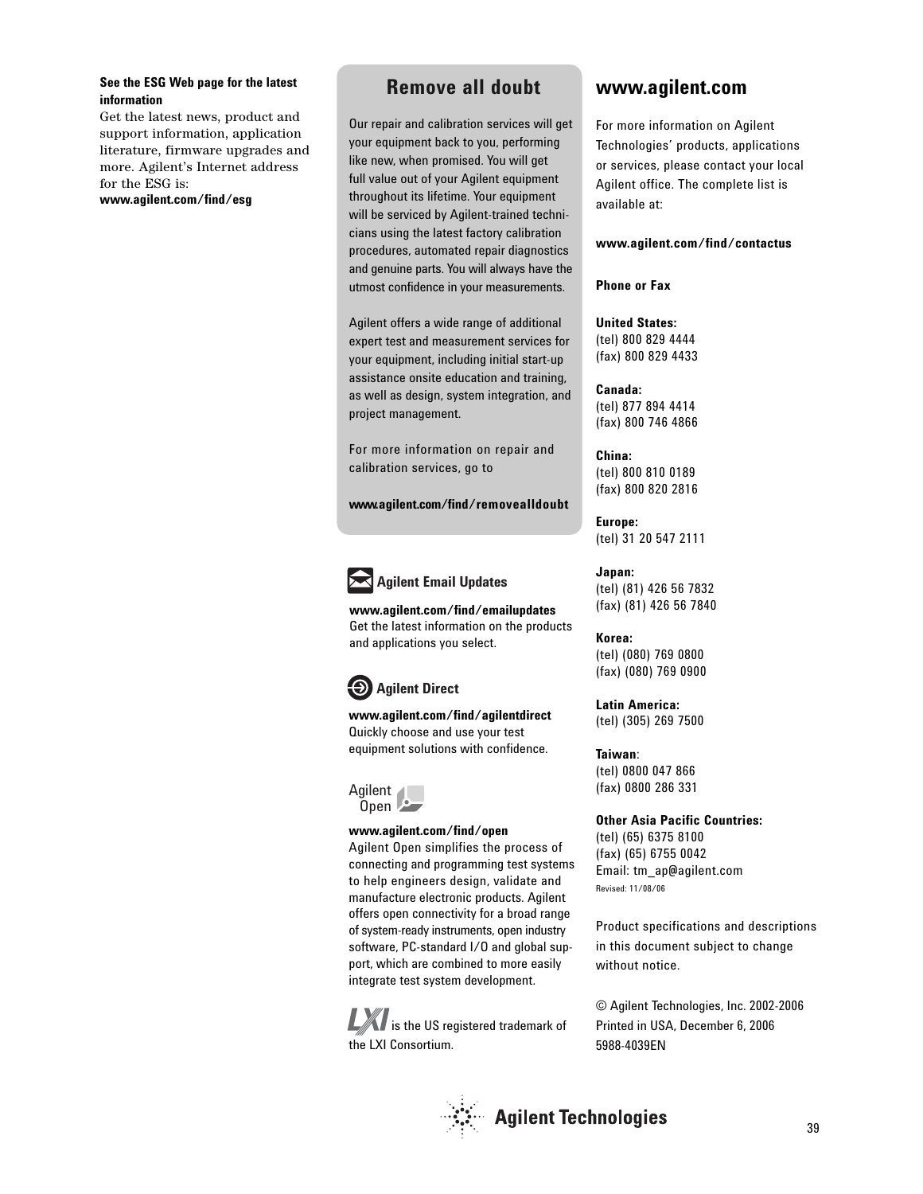**See the ESG Web page for the latest information**

Get the latest news, product and support information, application literature, firmware upgrades and more. Agilent's Internet address for the ESG is:

**www.agilent.com/find/esg**

## Remove all doubt

Our repair and calibration services will get your equipment back to you, performing like new, when promised. You will get full value out of your Agilent equipment throughout its lifetime. Your equipment will be serviced by Agilent-trained technicians using the latest factory calibration procedures, automated repair diagnostics and genuine parts. You will always have the utmost confidence in your measurements.

Agilent offers a wide range of additional expert test and measurement services for your equipment, including initial start-up assistance onsite education and training, as well as design, system integration, and project management.

For more information on repair and calibration services, go to

**www.agilent.com/find/removealldoubt**

**Agilent Email Updates**

**www.agilent.com/find/emailupdates**
Get the latest information on the products and applications you select.

**Agilent Direct**

**www.agilent.com/find/agilentdirect**
Quickly choose and use your test equipment solutions with confidence.

Agilent Open

**www.agilent.com/find/open**
Agilent Open simplifies the process of connecting and programming test systems to help engineers design, validate and manufacture electronic products. Agilent offers open connectivity for a broad range of system-ready instruments, open industry software, PC-standard I/O and global support, which are combined to more easily integrate test system development.

LXI is the US registered trademark of the LXI Consortium.

## www.agilent.com

For more information on Agilent Technologies' products, applications or services, please contact your local Agilent office. The complete list is available at:

**www.agilent.com/find/contactus**

**Phone or Fax**

**United States:**
(tel) 800 829 4444
(fax) 800 829 4433

**Canada:**
(tel) 877 894 4414
(fax) 800 746 4866

**China:**
(tel) 800 810 0189
(fax) 800 820 2816

**Europe:**
(tel) 31 20 547 2111

**Japan:**
(tel) (81) 426 56 7832
(fax) (81) 426 56 7840

**Korea:**
(tel) (080) 769 0800
(fax) (080) 769 0900

**Latin America:**
(tel) (305) 269 7500

**Taiwan**:
(tel) 0800 047 866
(fax) 0800 286 331

**Other Asia Pacific Countries:**
(tel) (65) 6375 8100
(fax) (65) 6755 0042
Email: tm_ap@agilent.com
Revised: 11/08/06

Product specifications and descriptions in this document subject to change without notice.

© Agilent Technologies, Inc. 2002-2006
Printed in USA, December 6, 2006
5988-4039EN

Agilent Technologies